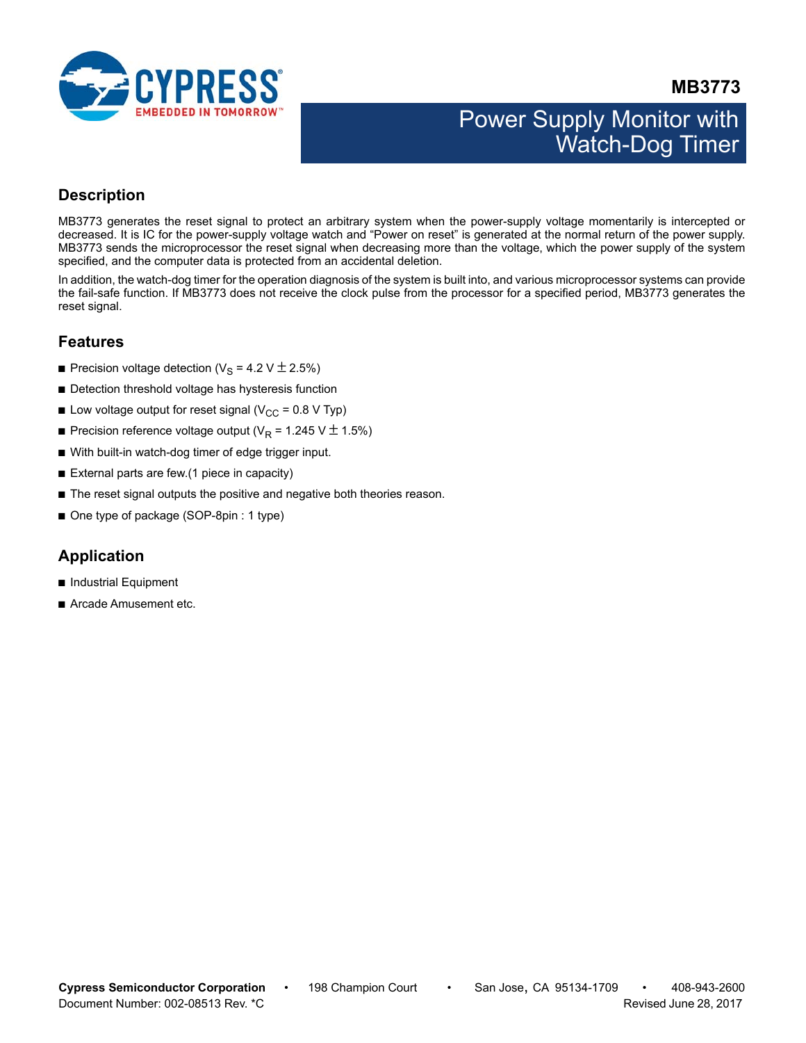# MB3773

## Power Supply Monitor with Watch-Dog Timer

## Description

MB3773 generates the reset signal to protect an arbitrary system when the power-supply voltage momentarily is intercepted or decreased. It is IC for the power-supply voltage watch and “Power on reset” is generated at the normal return of the power supply. MB3773 sends the microprocessor the reset signal when decreasing more than the voltage, which the power supply of the system specified, and the computer data is protected from an accidental deletion.

In addition, the watch-dog timer for the operation diagnosis of the system is built into, and various microprocessor systems can provide the fail-safe function. If MB3773 does not receive the clock pulse from the processor for a specified period, MB3773 generates the reset signal.

## Features

- Precision voltage detection ($V_S$ = 4.2 V ± 2.5%)
- Detection threshold voltage has hysteresis function
- Low voltage output for reset signal ($V_{CC}$ = 0.8 V Typ)
- Precision reference voltage output ($V_R$ = 1.245 V ± 1.5%)
- With built-in watch-dog timer of edge trigger input.
- External parts are few.(1 piece in capacity)
- The reset signal outputs the positive and negative both theories reason.
- One type of package (SOP-8pin : 1 type)

## Application

- Industrial Equipment
- Arcade Amusement etc.

**Cypress Semiconductor Corporation** • 198 Champion Court • San Jose, CA 95134-1709 • 408-943-2600
Document Number: 002-08513 Rev. *C Revised June 28, 2017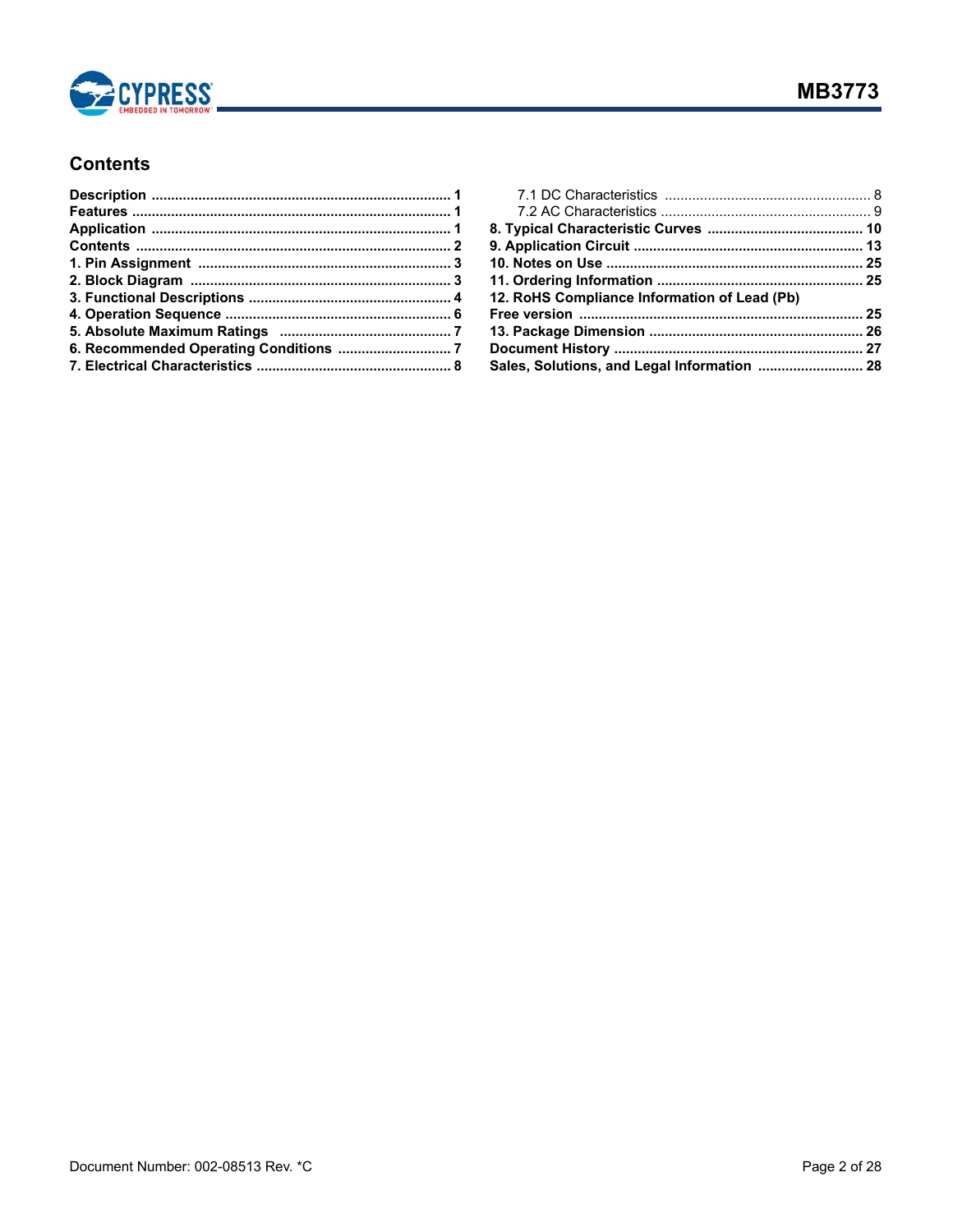## Contents

- **Description** ..... 1
- **Features** ..... 1
- **Application** ..... 1
- **Contents** ..... 2
- **1. Pin Assignment** ..... 3
- **2. Block Diagram** ..... 3
- **3. Functional Descriptions** ..... 4
- **4. Operation Sequence** ..... 6
- **5. Absolute Maximum Ratings** ..... 7
- **6. Recommended Operating Conditions** ..... 7
- **7. Electrical Characteristics** ..... 8
  - 7.1 DC Characteristics ..... 8
  - 7.2 AC Characteristics ..... 9
- **8. Typical Characteristic Curves** ..... 10
- **9. Application Circuit** ..... 13
- **10. Notes on Use** ..... 25
- **11. Ordering Information** ..... 25
- **12. RoHS Compliance Information of Lead (Pb) Free version** ..... 25
- **13. Package Dimension** ..... 26
- **Document History** ..... 27
- **Sales, Solutions, and Legal Information** ..... 28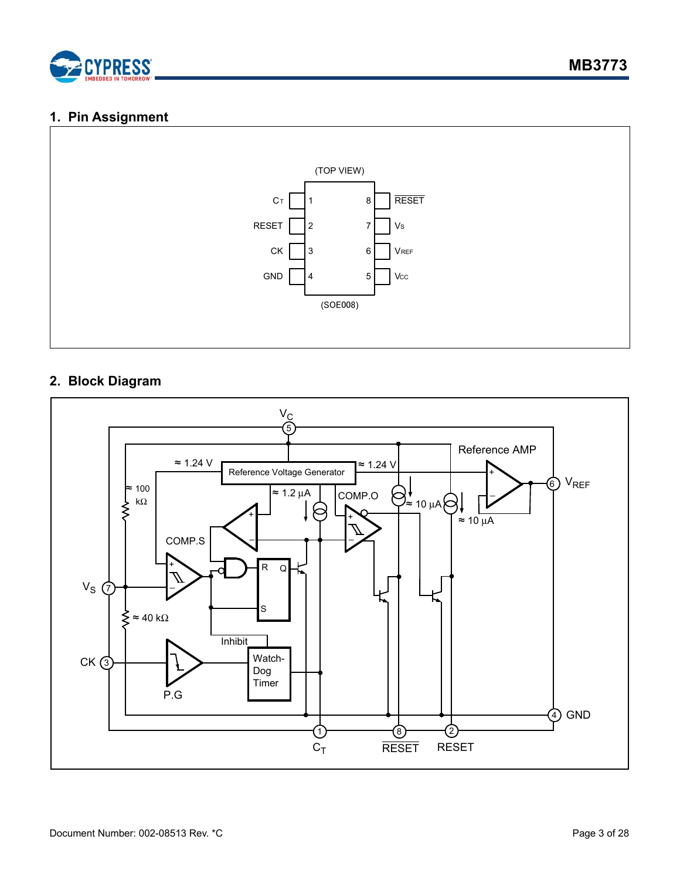## 1. Pin Assignment

(TOP VIEW)

| Pin | Name | Pin | Name |
|---|---|---|---|
| 1 | $C_T$ | 8 | $\overline{RESET}$ |
| 2 | RESET | 7 | $V_S$ |
| 3 | CK | 6 | $V_{REF}$ |
| 4 | GND | 5 | $V_{CC}$ |

(SOE008)

## 2. Block Diagram

$V_C$ 5

Reference Voltage Generator ≈ 1.24 V ≈ 1.24 V ≈ 1.2 µA

Reference AMP 6 $V_{REF}$

COMP.O ≈ 10 µA ≈ 10 µA

≈ 100 kΩ

COMP.S

$V_S$ 7

≈ 40 kΩ

R Q S

Inhibit

CK 3

P.G

Watch-Dog Timer

4 GND

1 $C_T$ 8 $\overline{RESET}$ 2 RESET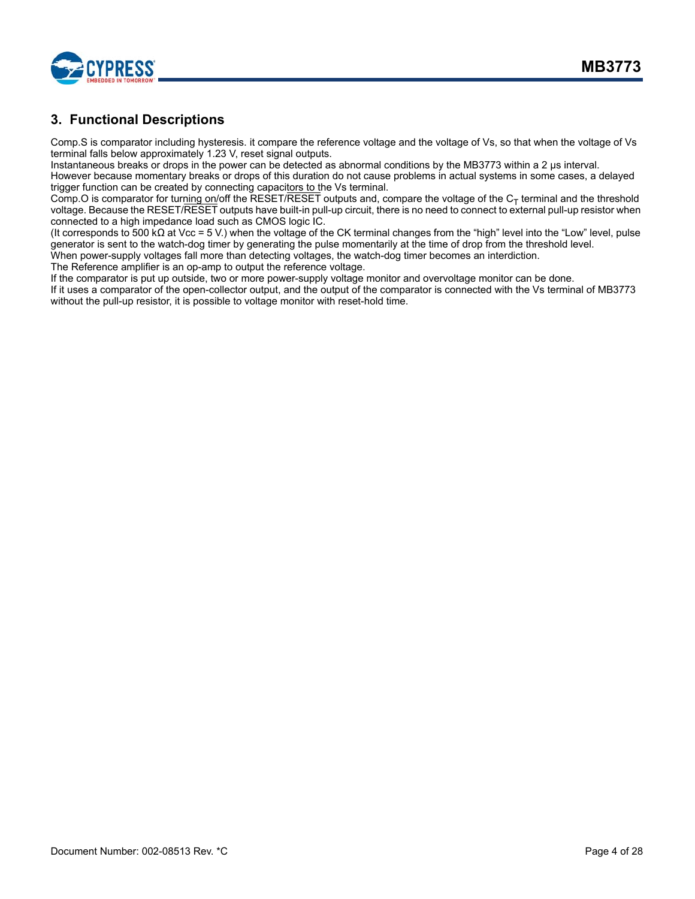## 3. Functional Descriptions

Comp.S is comparator including hysteresis. it compare the reference voltage and the voltage of Vs, so that when the voltage of Vs terminal falls below approximately 1.23 V, reset signal outputs.
Instantaneous breaks or drops in the power can be detected as abnormal conditions by the MB3773 within a 2 µs interval.
However because momentary breaks or drops of this duration do not cause problems in actual systems in some cases, a delayed trigger function can be created by connecting capacitors to the Vs terminal.
Comp.O is comparator for turning on/off the RESET/$\overline{\text{RESET}}$ outputs and, compare the voltage of the $C_T$ terminal and the threshold voltage. Because the RESET/$\overline{\text{RESET}}$ outputs have built-in pull-up circuit, there is no need to connect to external pull-up resistor when connected to a high impedance load such as CMOS logic IC.
(It corresponds to 500 kΩ at Vcc = 5 V.) when the voltage of the CK terminal changes from the “high” level into the “Low” level, pulse generator is sent to the watch-dog timer by generating the pulse momentarily at the time of drop from the threshold level.
When power-supply voltages fall more than detecting voltages, the watch-dog timer becomes an interdiction.
The Reference amplifier is an op-amp to output the reference voltage.
If the comparator is put up outside, two or more power-supply voltage monitor and overvoltage monitor can be done.
If it uses a comparator of the open-collector output, and the output of the comparator is connected with the Vs terminal of MB3773 without the pull-up resistor, it is possible to voltage monitor with reset-hold time.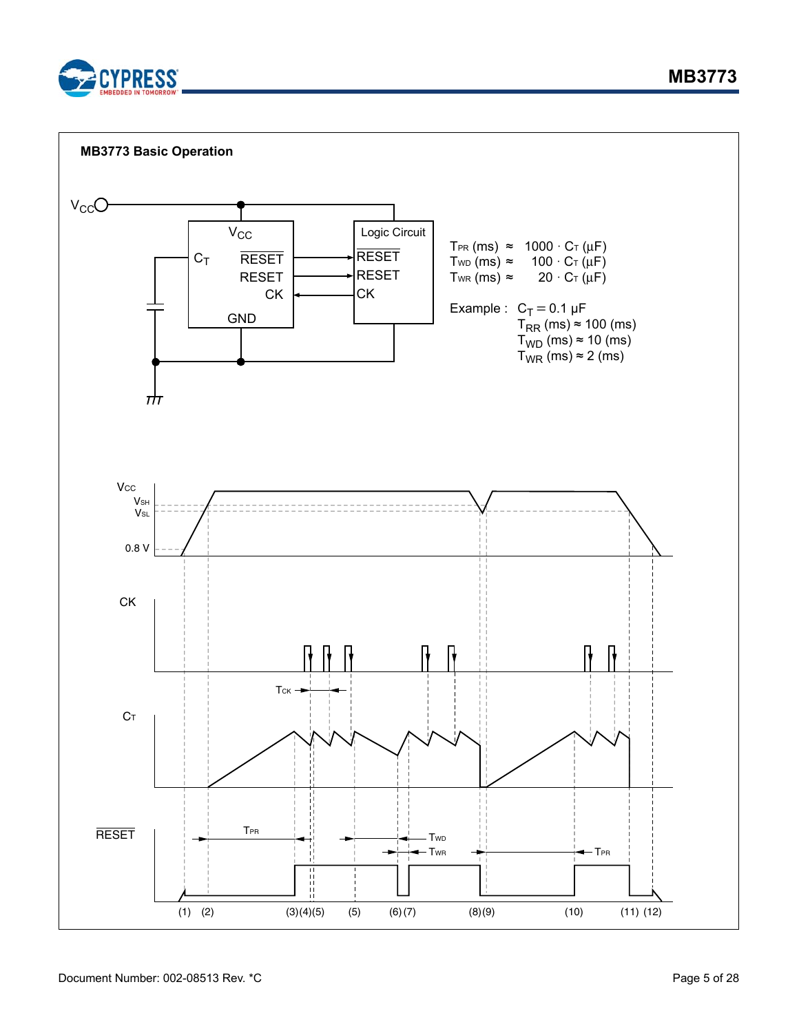**MB3773 Basic Operation**

$T_{PR}$ (ms) ≈ 1000 · $C_T$ (µF)
$T_{WD}$ (ms) ≈ 100 · $C_T$ (µF)
$T_{WR}$ (ms) ≈ 20 · $C_T$ (µF)

Example : $C_T$ = 0.1 µF
$T_{RR}$ (ms) ≈ 100 (ms)
$T_{WD}$ (ms) ≈ 10 (ms)
$T_{WR}$ (ms) ≈ 2 (ms)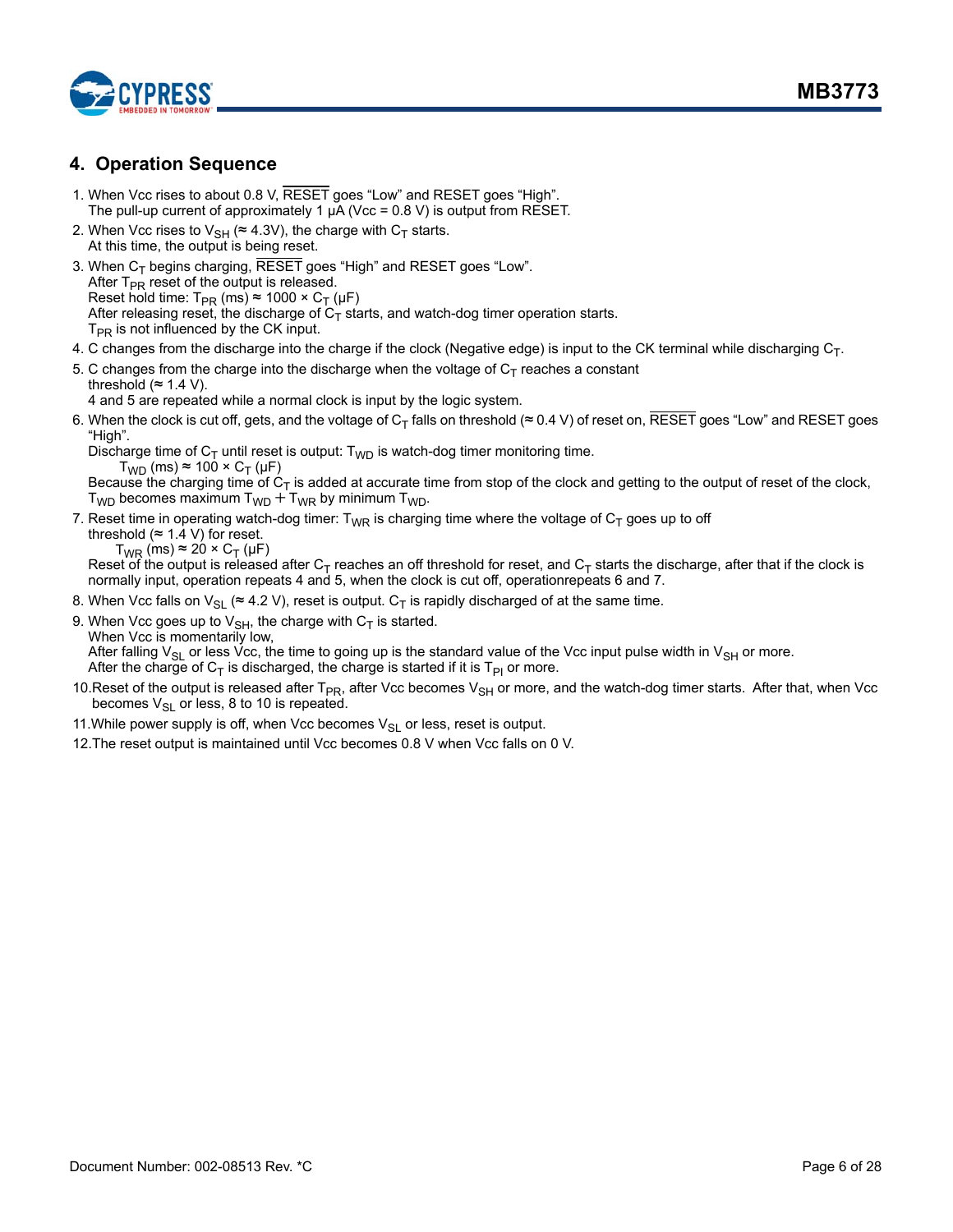## 4. Operation Sequence

1. When Vcc rises to about 0.8 V, $\overline{\text{RESET}}$ goes “Low” and RESET goes “High”.
   The pull-up current of approximately 1 μA (Vcc = 0.8 V) is output from RESET.
2. When Vcc rises to $V_{SH}$ (≈ 4.3V), the charge with $C_T$ starts.
   At this time, the output is being reset.
3. When $C_T$ begins charging, $\overline{\text{RESET}}$ goes “High” and RESET goes “Low”.
   After $T_{PR}$ reset of the output is released.
   Reset hold time: $T_{PR}$ (ms) ≈ 1000 × $C_T$ (μF)
   After releasing reset, the discharge of $C_T$ starts, and watch-dog timer operation starts.
   $T_{PR}$ is not influenced by the CK input.
4. C changes from the discharge into the charge if the clock (Negative edge) is input to the CK terminal while discharging $C_T$.
5. C changes from the charge into the discharge when the voltage of $C_T$ reaches a constant threshold (≈ 1.4 V).
   4 and 5 are repeated while a normal clock is input by the logic system.
6. When the clock is cut off, gets, and the voltage of $C_T$ falls on threshold (≈ 0.4 V) of reset on, $\overline{\text{RESET}}$ goes “Low” and RESET goes “High”.
   Discharge time of $C_T$ until reset is output: $T_{WD}$ is watch-dog timer monitoring time.
   $T_{WD}$ (ms) ≈ 100 × $C_T$ (μF)
   Because the charging time of $C_T$ is added at accurate time from stop of the clock and getting to the output of reset of the clock, $T_{WD}$ becomes maximum $T_{WD}$ + $T_{WR}$ by minimum $T_{WD}$.
7. Reset time in operating watch-dog timer: $T_{WR}$ is charging time where the voltage of $C_T$ goes up to off threshold (≈ 1.4 V) for reset.
   $T_{WR}$ (ms) ≈ 20 × $C_T$ (μF)
   Reset of the output is released after $C_T$ reaches an off threshold for reset, and $C_T$ starts the discharge, after that if the clock is normally input, operation repeats 4 and 5, when the clock is cut off, operationrepeats 6 and 7.
8. When Vcc falls on $V_{SL}$ (≈ 4.2 V), reset is output. $C_T$ is rapidly discharged of at the same time.
9. When Vcc goes up to $V_{SH}$, the charge with $C_T$ is started.
   When Vcc is momentarily low,
   After falling $V_{SL}$ or less Vcc, the time to going up is the standard value of the Vcc input pulse width in $V_{SH}$ or more.
   After the charge of $C_T$ is discharged, the charge is started if it is $T_{PI}$ or more.
10. Reset of the output is released after $T_{PR}$, after Vcc becomes $V_{SH}$ or more, and the watch-dog timer starts. After that, when Vcc becomes $V_{SL}$ or less, 8 to 10 is repeated.
11. While power supply is off, when Vcc becomes $V_{SL}$ or less, reset is output.
12. The reset output is maintained until Vcc becomes 0.8 V when Vcc falls on 0 V.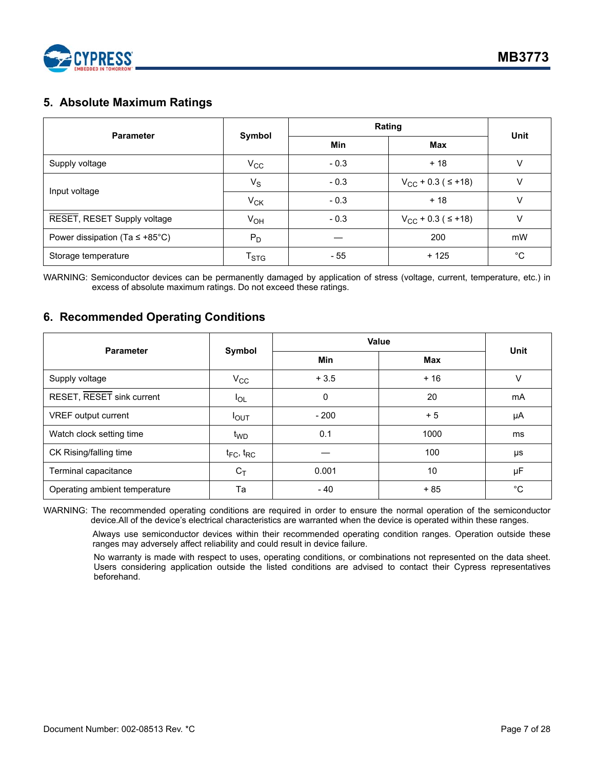## 5. Absolute Maximum Ratings

| Parameter | Symbol | Rating | | Unit |
|---|---|---|---|---|
| | | Min | Max | |
| Supply voltage | $V_{CC}$ | - 0.3 | + 18 | V |
| Input voltage | $V_S$ | - 0.3 | $V_{CC}$ + 0.3 ( ≤ +18) | V |
| | $V_{CK}$ | - 0.3 | + 18 | V |
| $\overline{\text{RESET}}$, RESET Supply voltage | $V_{OH}$ | - 0.3 | $V_{CC}$ + 0.3 ( ≤ +18) | V |
| Power dissipation (Ta ≤ +85°C) | $P_D$ | — | 200 | mW |
| Storage temperature | $T_{STG}$ | - 55 | + 125 | °C |

WARNING: Semiconductor devices can be permanently damaged by application of stress (voltage, current, temperature, etc.) in excess of absolute maximum ratings. Do not exceed these ratings.

## 6. Recommended Operating Conditions

| Parameter | Symbol | Value | | Unit |
|---|---|---|---|---|
| | | Min | Max | |
| Supply voltage | $V_{CC}$ | + 3.5 | + 16 | V |
| RESET, $\overline{\text{RESET}}$ sink current | $I_{OL}$ | 0 | 20 | mA |
| VREF output current | $I_{OUT}$ | - 200 | + 5 | µA |
| Watch clock setting time | $t_{WD}$ | 0.1 | 1000 | ms |
| CK Rising/falling time | $t_{FC}$, $t_{RC}$ | — | 100 | µs |
| Terminal capacitance | $C_T$ | 0.001 | 10 | µF |
| Operating ambient temperature | Ta | - 40 | + 85 | °C |

WARNING: The recommended operating conditions are required in order to ensure the normal operation of the semiconductor device.All of the device's electrical characteristics are warranted when the device is operated within these ranges.

Always use semiconductor devices within their recommended operating condition ranges. Operation outside these ranges may adversely affect reliability and could result in device failure.

No warranty is made with respect to uses, operating conditions, or combinations not represented on the data sheet. Users considering application outside the listed conditions are advised to contact their Cypress representatives beforehand.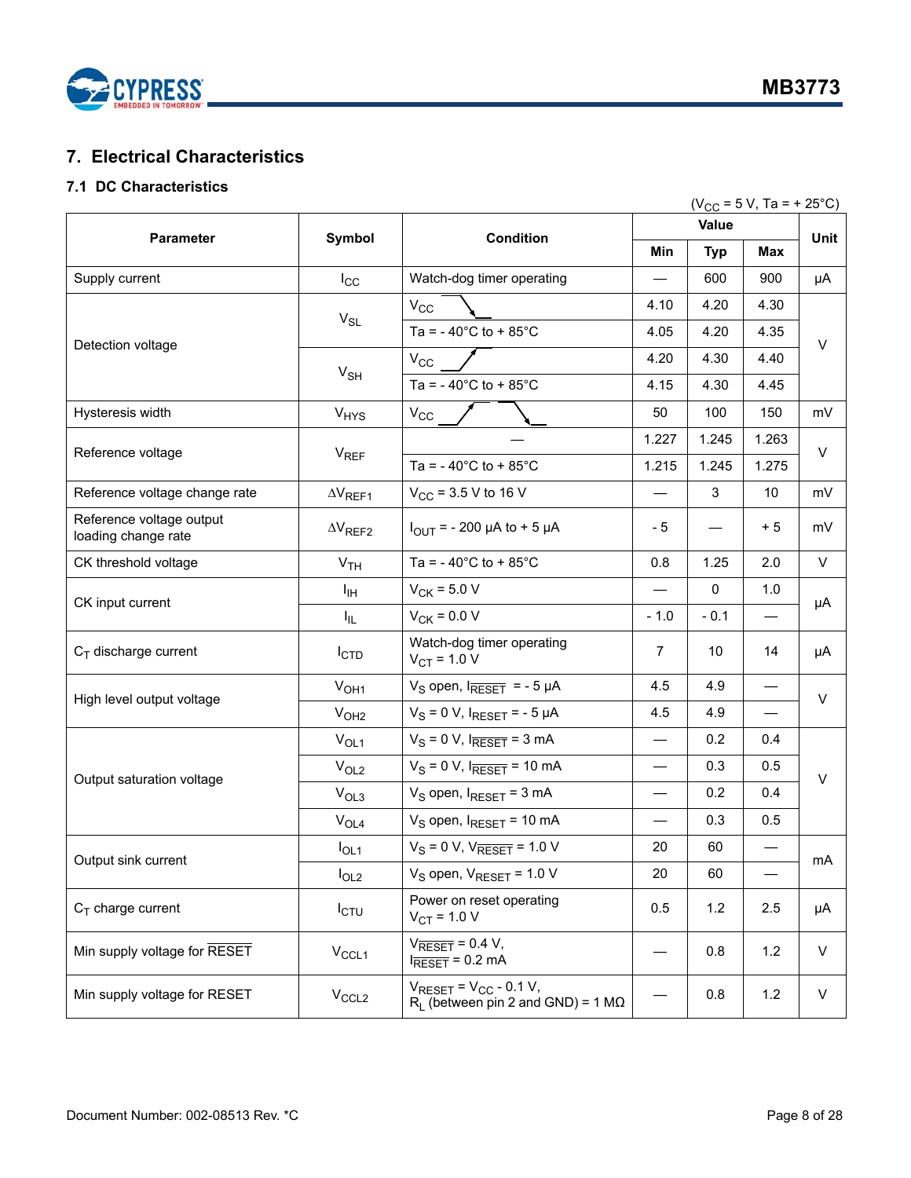## 7. Electrical Characteristics

### 7.1 DC Characteristics

($V_{CC}$ = 5 V, Ta = + 25°C)

| Parameter | Symbol | Condition | Value | | | Unit |
|---|---|---|---|---|---|---|
| | | | Min | Typ | Max | |
| Supply current | $I_{CC}$ | Watch-dog timer operating | — | 600 | 900 | µA |
| Detection voltage | $V_{SL}$ | $V_{CC}$ ↘ | 4.10 | 4.20 | 4.30 | V |
| | | Ta = - 40°C to + 85°C | 4.05 | 4.20 | 4.35 | |
| | $V_{SH}$ | $V_{CC}$ ↗ | 4.20 | 4.30 | 4.40 | |
| | | Ta = - 40°C to + 85°C | 4.15 | 4.30 | 4.45 | |
| Hysteresis width | $V_{HYS}$ | $V_{CC}$ ↗ ↘ | 50 | 100 | 150 | mV |
| Reference voltage | $V_{REF}$ | — | 1.227 | 1.245 | 1.263 | V |
| | | Ta = - 40°C to + 85°C | 1.215 | 1.245 | 1.275 | |
| Reference voltage change rate | $\Delta V_{REF1}$ | $V_{CC}$ = 3.5 V to 16 V | — | 3 | 10 | mV |
| Reference voltage output loading change rate | $\Delta V_{REF2}$ | $I_{OUT}$ = - 200 µA to + 5 µA | - 5 | — | + 5 | mV |
| CK threshold voltage | $V_{TH}$ | Ta = - 40°C to + 85°C | 0.8 | 1.25 | 2.0 | V |
| CK input current | $I_{IH}$ | $V_{CK}$ = 5.0 V | — | 0 | 1.0 | µA |
| | $I_{IL}$ | $V_{CK}$ = 0.0 V | - 1.0 | - 0.1 | — | |
| $C_T$ discharge current | $I_{CTD}$ | Watch-dog timer operating $V_{CT}$ = 1.0 V | 7 | 10 | 14 | µA |
| High level output voltage | $V_{OH1}$ | $V_S$ open, $I_{\overline{RESET}}$ = - 5 µA | 4.5 | 4.9 | — | V |
| | $V_{OH2}$ | $V_S$ = 0 V, $I_{RESET}$ = - 5 µA | 4.5 | 4.9 | — | |
| Output saturation voltage | $V_{OL1}$ | $V_S$ = 0 V, $I_{\overline{RESET}}$ = 3 mA | — | 0.2 | 0.4 | V |
| | $V_{OL2}$ | $V_S$ = 0 V, $I_{\overline{RESET}}$ = 10 mA | — | 0.3 | 0.5 | |
| | $V_{OL3}$ | $V_S$ open, $I_{RESET}$ = 3 mA | — | 0.2 | 0.4 | |
| | $V_{OL4}$ | $V_S$ open, $I_{RESET}$ = 10 mA | — | 0.3 | 0.5 | |
| Output sink current | $I_{OL1}$ | $V_S$ = 0 V, $V_{\overline{RESET}}$ = 1.0 V | 20 | 60 | — | mA |
| | $I_{OL2}$ | $V_S$ open, $V_{RESET}$ = 1.0 V | 20 | 60 | — | |
| $C_T$ charge current | $I_{CTU}$ | Power on reset operating $V_{CT}$ = 1.0 V | 0.5 | 1.2 | 2.5 | µA |
| Min supply voltage for $\overline{RESET}$ | $V_{CCL1}$ | $V_{\overline{RESET}}$ = 0.4 V, $I_{\overline{RESET}}$ = 0.2 mA | — | 0.8 | 1.2 | V |
| Min supply voltage for RESET | $V_{CCL2}$ | $V_{RESET}$ = $V_{CC}$ - 0.1 V, $R_L$ (between pin 2 and GND) = 1 MΩ | — | 0.8 | 1.2 | V |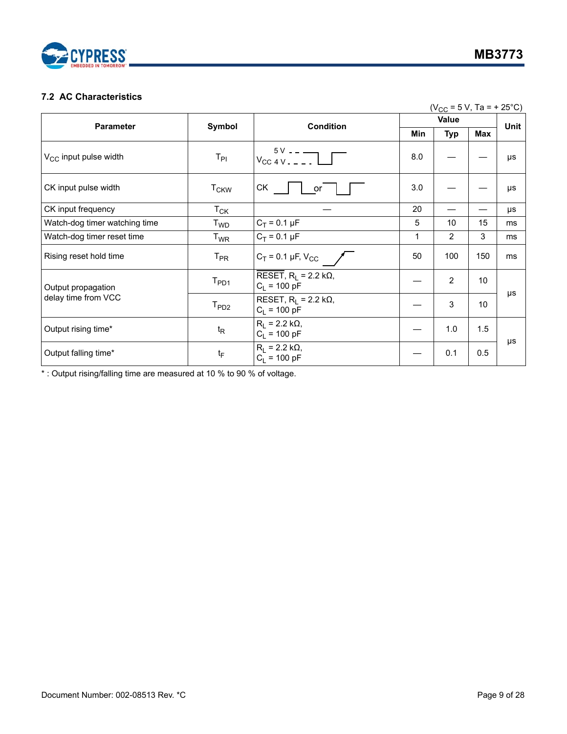## 7.2 AC Characteristics

($V_{CC}$ = 5 V, Ta = + 25°C)

| Parameter | Symbol | Condition | Value | | | Unit |
|---|---|---|---|---|---|---|
| | | | Min | Typ | Max | |
| $V_{CC}$ input pulse width | $T_{PI}$ | $V_{CC}$ 5 V / 4 V | 8.0 | — | — | μs |
| CK input pulse width | $T_{CKW}$ | CK (pulse) or (pulse) | 3.0 | — | — | μs |
| CK input frequency | $T_{CK}$ | — | 20 | — | — | μs |
| Watch-dog timer watching time | $T_{WD}$ | $C_T$ = 0.1 μF | 5 | 10 | 15 | ms |
| Watch-dog timer reset time | $T_{WR}$ | $C_T$ = 0.1 μF | 1 | 2 | 3 | ms |
| Rising reset hold time | $T_{PR}$ | $C_T$ = 0.1 μF, $V_{CC}$ (rising) | 50 | 100 | 150 | ms |
| Output propagation delay time from VCC | $T_{PD1}$ | $\overline{RESET}$, $R_L$ = 2.2 kΩ, $C_L$ = 100 pF | — | 2 | 10 | μs |
| | $T_{PD2}$ | RESET, $R_L$ = 2.2 kΩ, $C_L$ = 100 pF | — | 3 | 10 | |
| Output rising time* | $t_R$ | $R_L$ = 2.2 kΩ, $C_L$ = 100 pF | — | 1.0 | 1.5 | μs |
| Output falling time* | $t_F$ | $R_L$ = 2.2 kΩ, $C_L$ = 100 pF | — | 0.1 | 0.5 | |

* : Output rising/falling time are measured at 10 % to 90 % of voltage.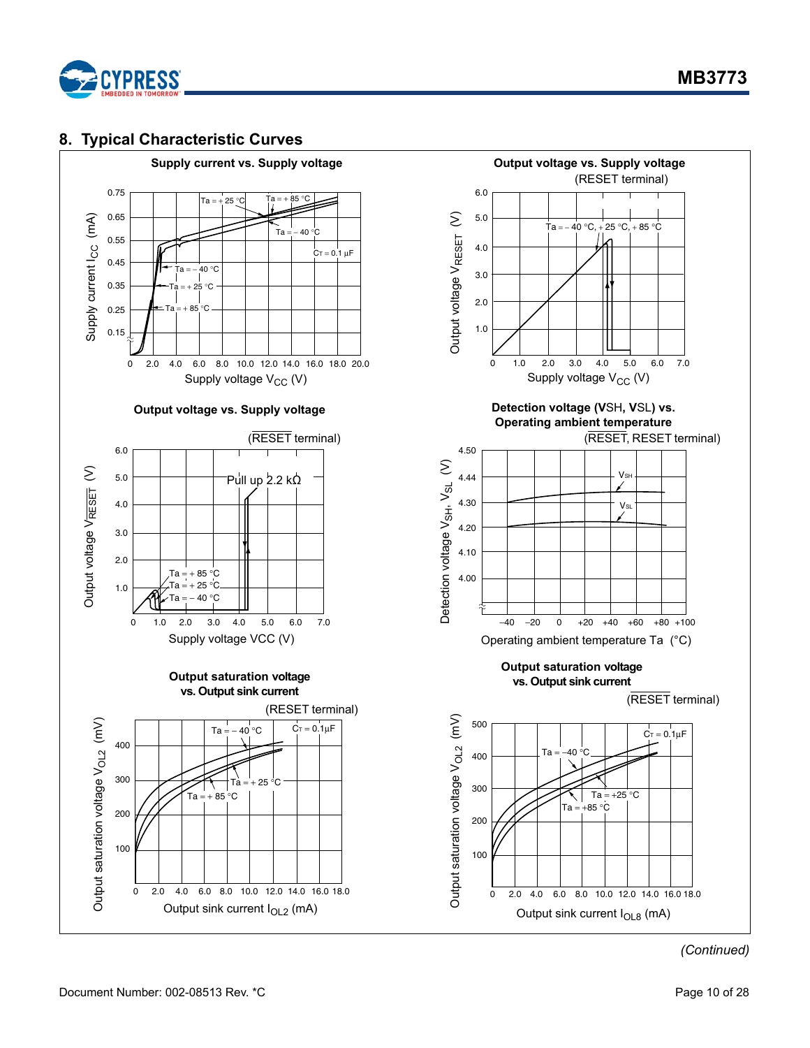## 8. Typical Characteristic Curves

**Supply current vs. Supply voltage**

**Output voltage vs. Supply voltage** (RESET terminal)

**Output voltage vs. Supply voltage** ($\overline{RESET}$ terminal)

**Detection voltage ($V_{SH}$, $V_{SL}$) vs. Operating ambient temperature** ($\overline{RESET}$, RESET terminal)

**Output saturation voltage vs. Output sink current** (RESET terminal)

**Output saturation voltage vs. Output sink current** ($\overline{RESET}$ terminal)

*(Continued)*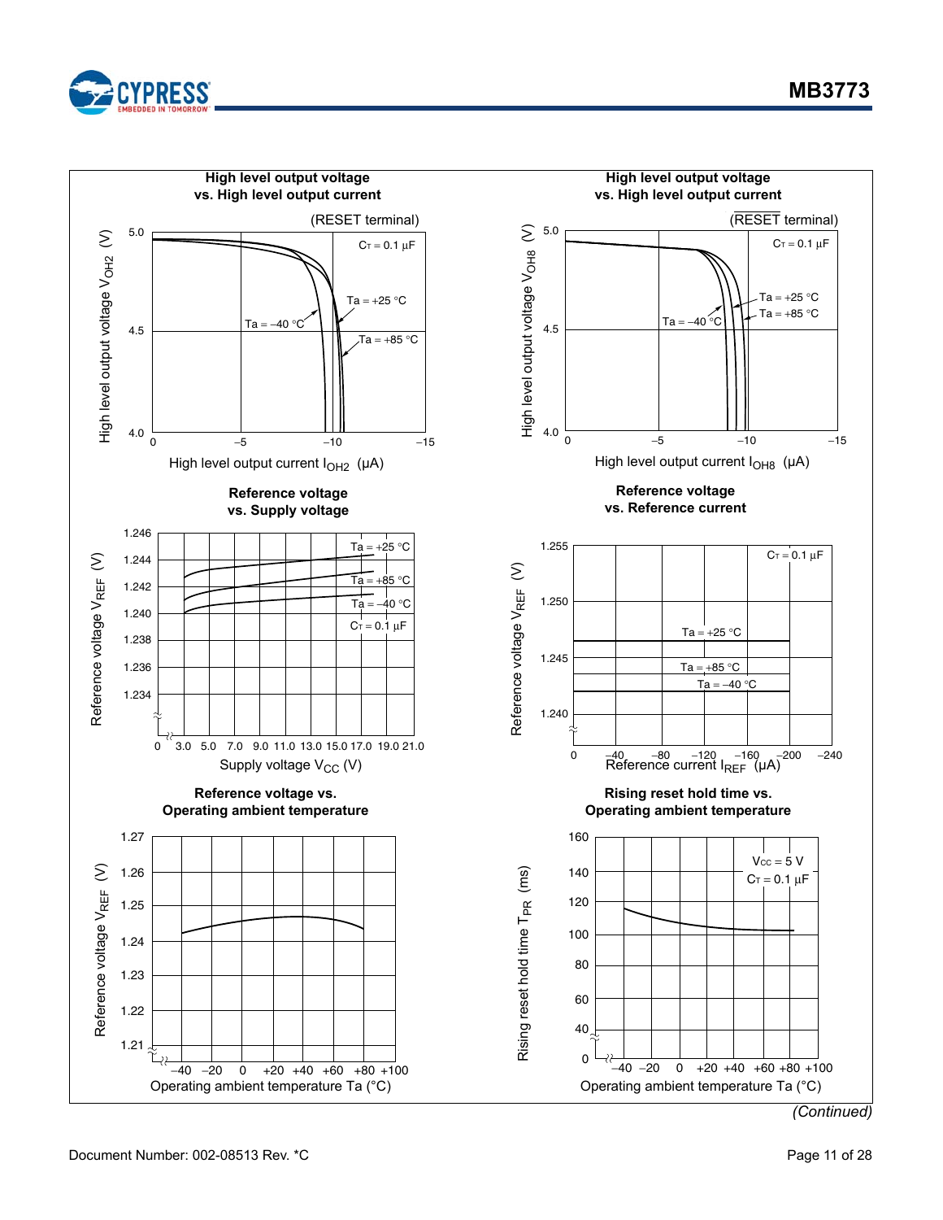**High level output voltage vs. High level output current**

(RESET terminal)

$C_T = 0.1\ \mu F$

Ta = +25 °C

Ta = –40 °C

Ta = +85 °C

High level output voltage $V_{OH2}$ (V)

High level output current $I_{OH2}$ (μA)

**High level output voltage vs. High level output current**

($\overline{RESET}$ terminal)

$C_T = 0.1\ \mu F$

Ta = +25 °C

Ta = +85 °C

Ta = –40 °C

High level output voltage $V_{OH8}$ (V)

High level output current $I_{OH8}$ (μA)

**Reference voltage vs. Supply voltage**

Ta = +25 °C

Ta = +85 °C

Ta = –40 °C

$C_T = 0.1\ \mu F$

Reference voltage $V_{REF}$ (V)

Supply voltage $V_{CC}$ (V)

**Reference voltage vs. Reference current**

$C_T = 0.1\ \mu F$

Ta = +25 °C

Ta = +85 °C

Ta = –40 °C

Reference voltage $V_{REF}$ (V)

Reference current $I_{REF}$ (μA)

**Reference voltage vs. Operating ambient temperature**

Reference voltage $V_{REF}$ (V)

Operating ambient temperature Ta (°C)

**Rising reset hold time vs. Operating ambient temperature**

$V_{CC} = 5$ V

$C_T = 0.1\ \mu F$

Rising reset hold time $T_{PR}$ (ms)

Operating ambient temperature Ta (°C)

*(Continued)*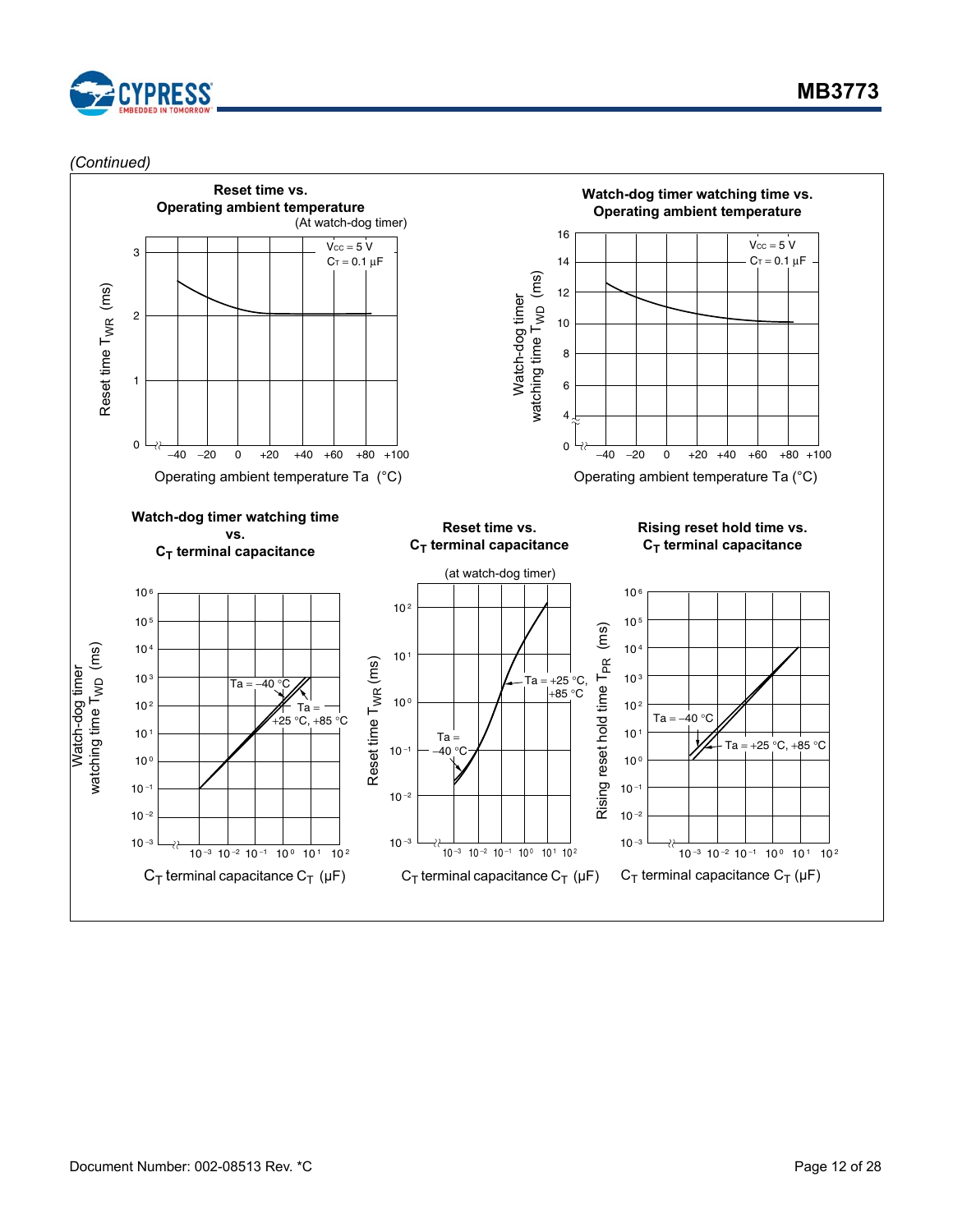(Continued)

**Reset time vs. Operating ambient temperature**
(At watch-dog timer)

$V_{CC}$ = 5 V
$C_T$ = 0.1 µF

Reset time $T_{WR}$ (ms)

Operating ambient temperature Ta (°C)

**Watch-dog timer watching time vs. Operating ambient temperature**

$V_{CC}$ = 5 V
$C_T$ = 0.1 µF

Watch-dog timer watching time $T_{WD}$ (ms)

Operating ambient temperature Ta (°C)

**Watch-dog timer watching time vs. $C_T$ terminal capacitance**

Ta = –40 °C
Ta = +25 °C, +85 °C

Watch-dog timer watching time $T_{WD}$ (ms)

$C_T$ terminal capacitance $C_T$ (µF)

**Reset time vs. $C_T$ terminal capacitance**
(at watch-dog timer)

Ta = +25 °C, +85 °C
Ta = –40 °C

Reset time $T_{WR}$ (ms)

$C_T$ terminal capacitance $C_T$ (µF)

**Rising reset hold time vs. $C_T$ terminal capacitance**

Ta = –40 °C
Ta = +25 °C, +85 °C

Rising reset hold time $T_{PR}$ (ms)

$C_T$ terminal capacitance $C_T$ (µF)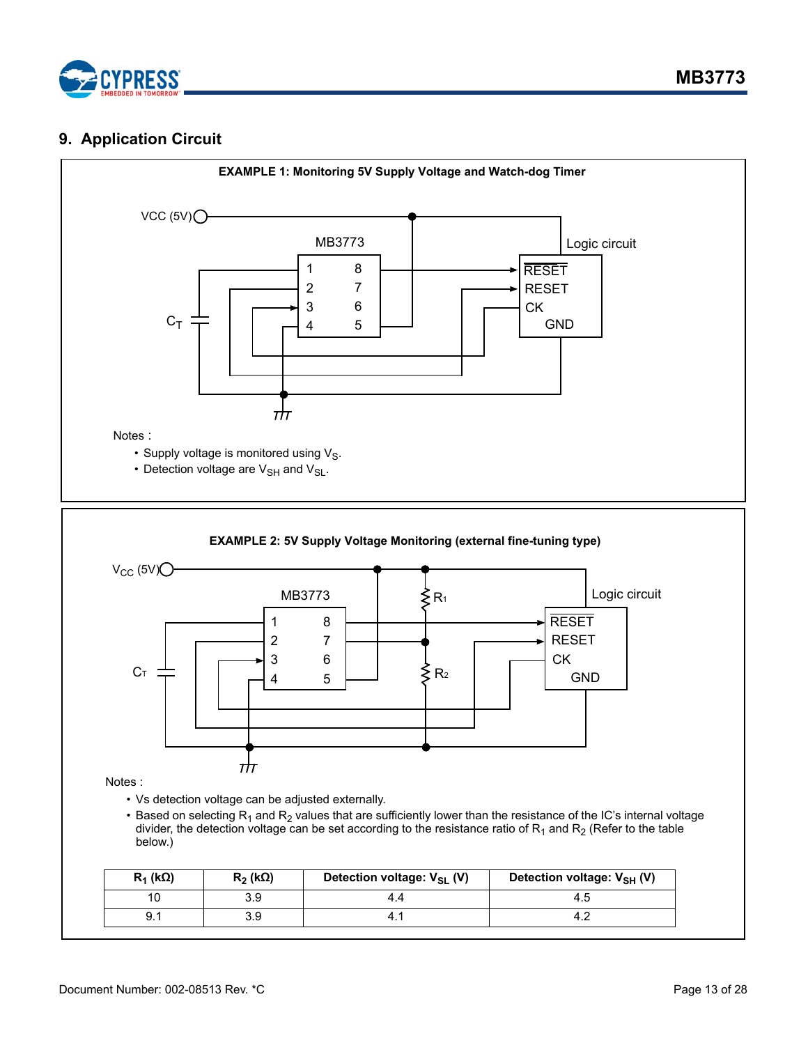## 9. Application Circuit

**EXAMPLE 1: Monitoring 5V Supply Voltage and Watch-dog Timer**

VCC (5V)

MB3773

Logic circuit

1 8 RESET
2 7 RESET
3 6 CK
4 5 GND

$C_T$

Notes :

- Supply voltage is monitored using $V_S$.
- Detection voltage are $V_{SH}$ and $V_{SL}$.

**EXAMPLE 2: 5V Supply Voltage Monitoring (external fine-tuning type)**

$V_{CC}$ (5V)

MB3773

$R_1$

Logic circuit

1 8 RESET
2 7 RESET
3 6 CK
4 5 GND

$C_T$

$R_2$

Notes :

- Vs detection voltage can be adjusted externally.
- Based on selecting $R_1$ and $R_2$ values that are sufficiently lower than the resistance of the IC's internal voltage divider, the detection voltage can be set according to the resistance ratio of $R_1$ and $R_2$ (Refer to the table below.)

| $R_1$ (kΩ) | $R_2$ (kΩ) | Detection voltage: $V_{SL}$ (V) | Detection voltage: $V_{SH}$ (V) |
|---|---|---|---|
| 10 | 3.9 | 4.4 | 4.5 |
| 9.1 | 3.9 | 4.1 | 4.2 |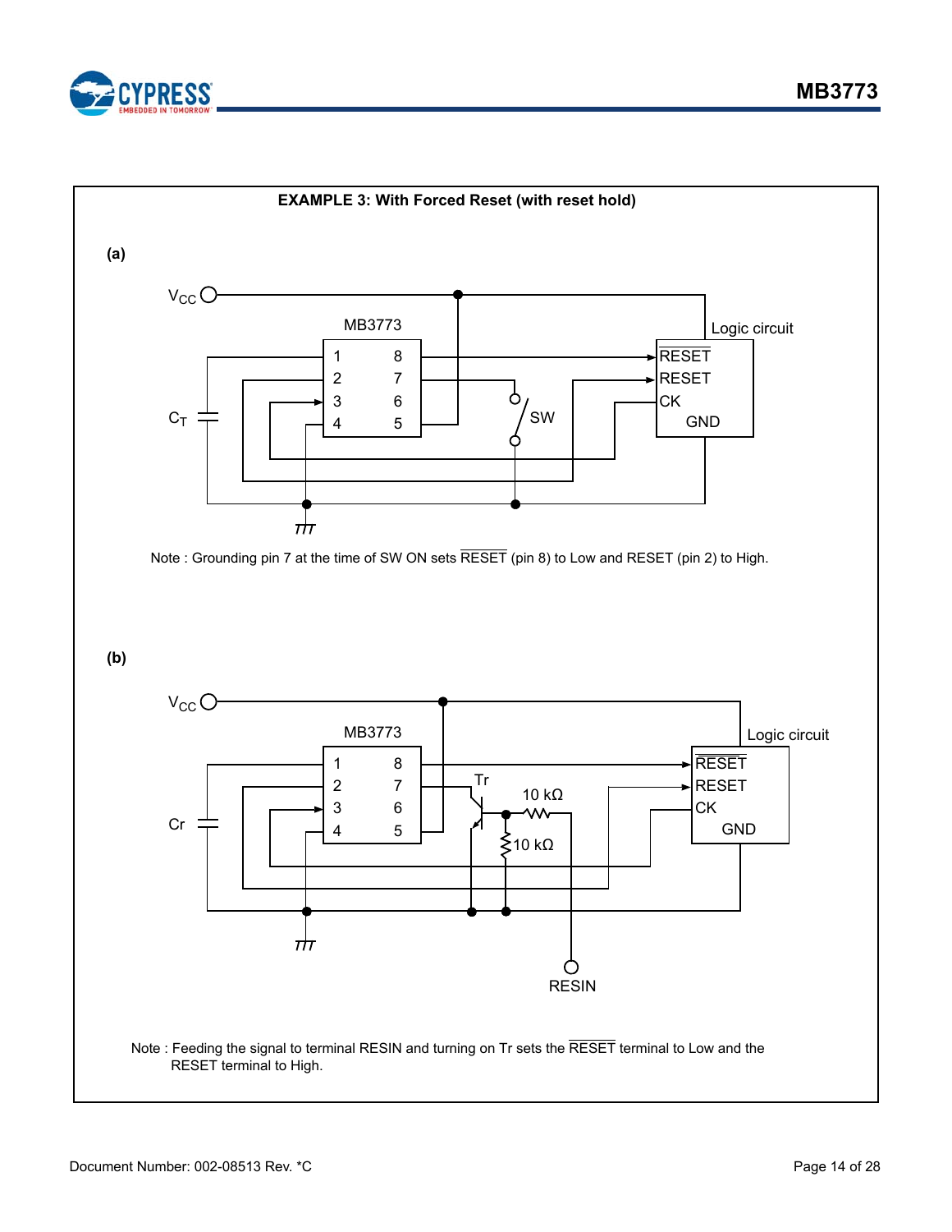**EXAMPLE 3: With Forced Reset (with reset hold)**

**(a)**

Note : Grounding pin 7 at the time of SW ON sets $\overline{\text{RESET}}$ (pin 8) to Low and RESET (pin 2) to High.

**(b)**

Note : Feeding the signal to terminal RESIN and turning on Tr sets the $\overline{\text{RESET}}$ terminal to Low and the RESET terminal to High.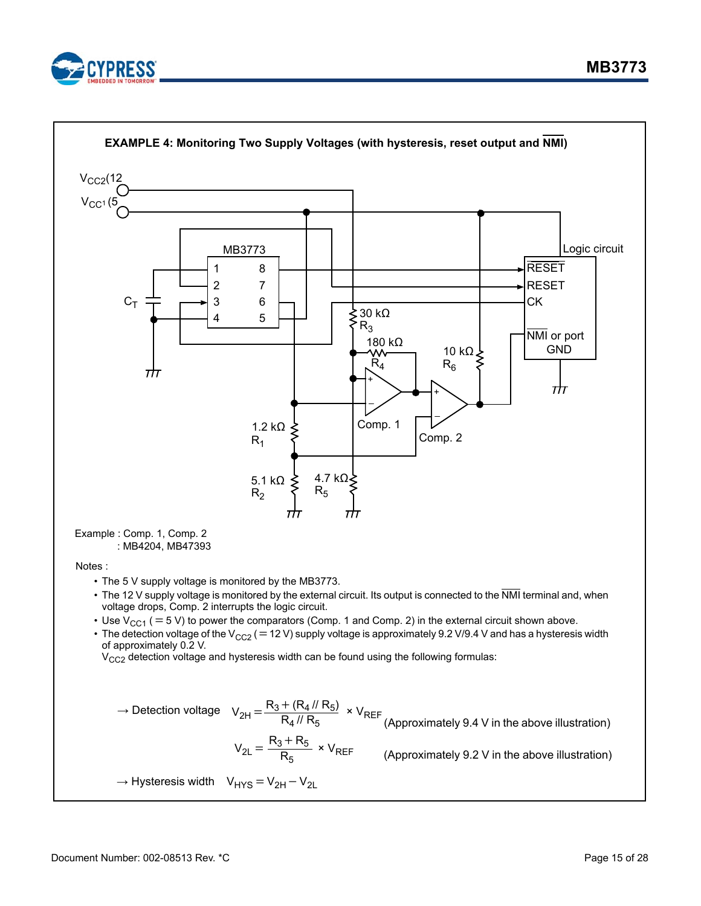**EXAMPLE 4: Monitoring Two Supply Voltages (with hysteresis, reset output and $\overline{\text{NMI}}$)**

Example : Comp. 1, Comp. 2
: MB4204, MB47393

Notes :

- The 5 V supply voltage is monitored by the MB3773.
- The 12 V supply voltage is monitored by the external circuit. Its output is connected to the $\overline{\text{NMI}}$ terminal and, when voltage drops, Comp. 2 interrupts the logic circuit.
- Use $V_{CC1}$ (= 5 V) to power the comparators (Comp. 1 and Comp. 2) in the external circuit shown above.
- The detection voltage of the $V_{CC2}$ (= 12 V) supply voltage is approximately 9.2 V/9.4 V and has a hysteresis width of approximately 0.2 V.
  $V_{CC2}$ detection voltage and hysteresis width can be found using the following formulas:

→ Detection voltage

$$V_{2H} = \frac{R_3 + (R_4 \,//\, R_5)}{R_4 \,//\, R_5} \times V_{REF}$$ (Approximately 9.4 V in the above illustration)

$$V_{2L} = \frac{R_3 + R_5}{R_5} \times V_{REF}$$ (Approximately 9.2 V in the above illustration)

→ Hysteresis width $V_{HYS} = V_{2H} - V_{2L}$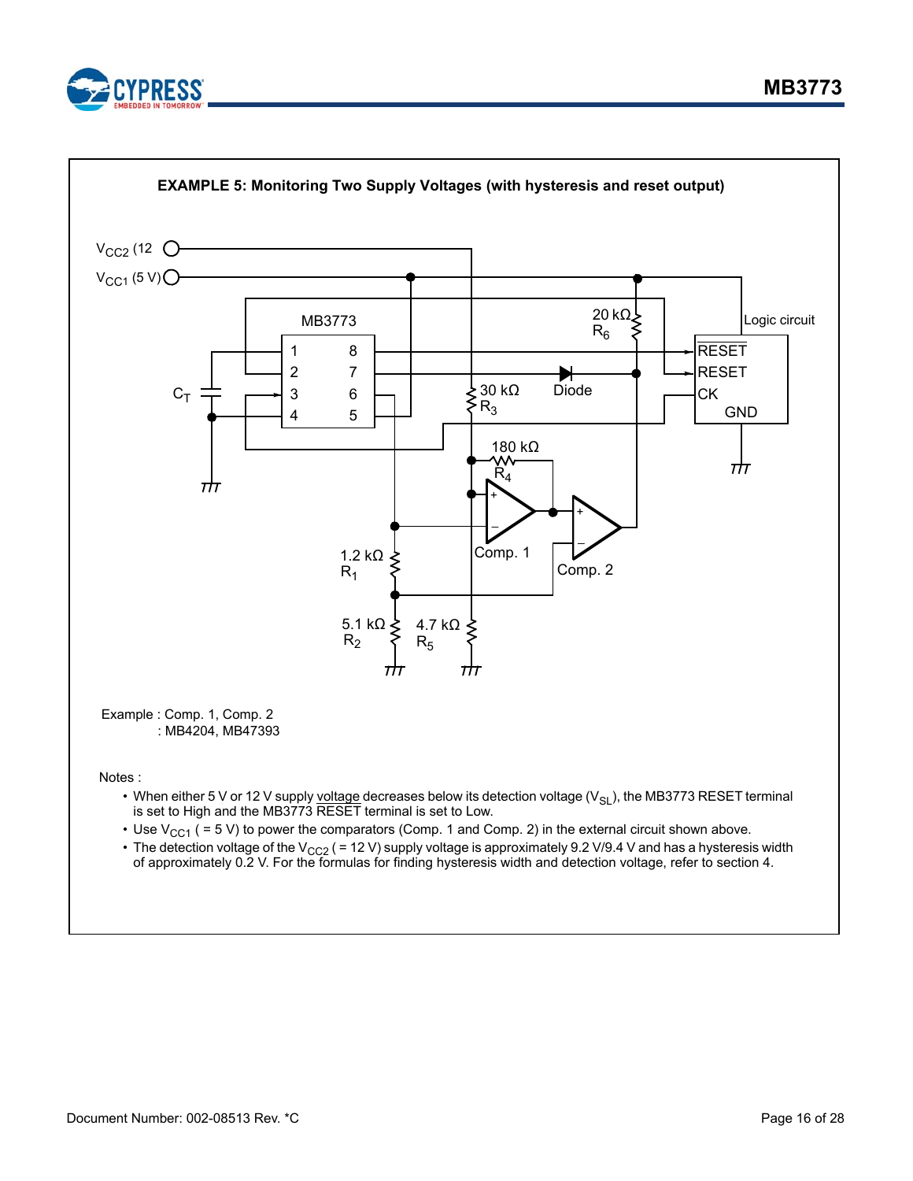**EXAMPLE 5: Monitoring Two Supply Voltages (with hysteresis and reset output)**

$V_{CC2}$ (12

$V_{CC1}$ (5 V)

MB3773

1 8
2 7
3 6
4 5

$C_T$

20 kΩ
$R_6$

Logic circuit

RESET
RESET
CK
GND

30 kΩ
$R_3$

Diode

180 kΩ
$R_4$

Comp. 1

Comp. 2

1.2 kΩ
$R_1$

5.1 kΩ
$R_2$

4.7 kΩ
$R_5$

Example : Comp. 1, Comp. 2
: MB4204, MB47393

Notes :

- When either 5 V or 12 V supply voltage decreases below its detection voltage ($V_{SL}$), the MB3773 RESET terminal is set to High and the MB3773 RESET terminal is set to Low.
- Use $V_{CC1}$ ( = 5 V) to power the comparators (Comp. 1 and Comp. 2) in the external circuit shown above.
- The detection voltage of the $V_{CC2}$ ( = 12 V) supply voltage is approximately 9.2 V/9.4 V and has a hysteresis width of approximately 0.2 V. For the formulas for finding hysteresis width and detection voltage, refer to section 4.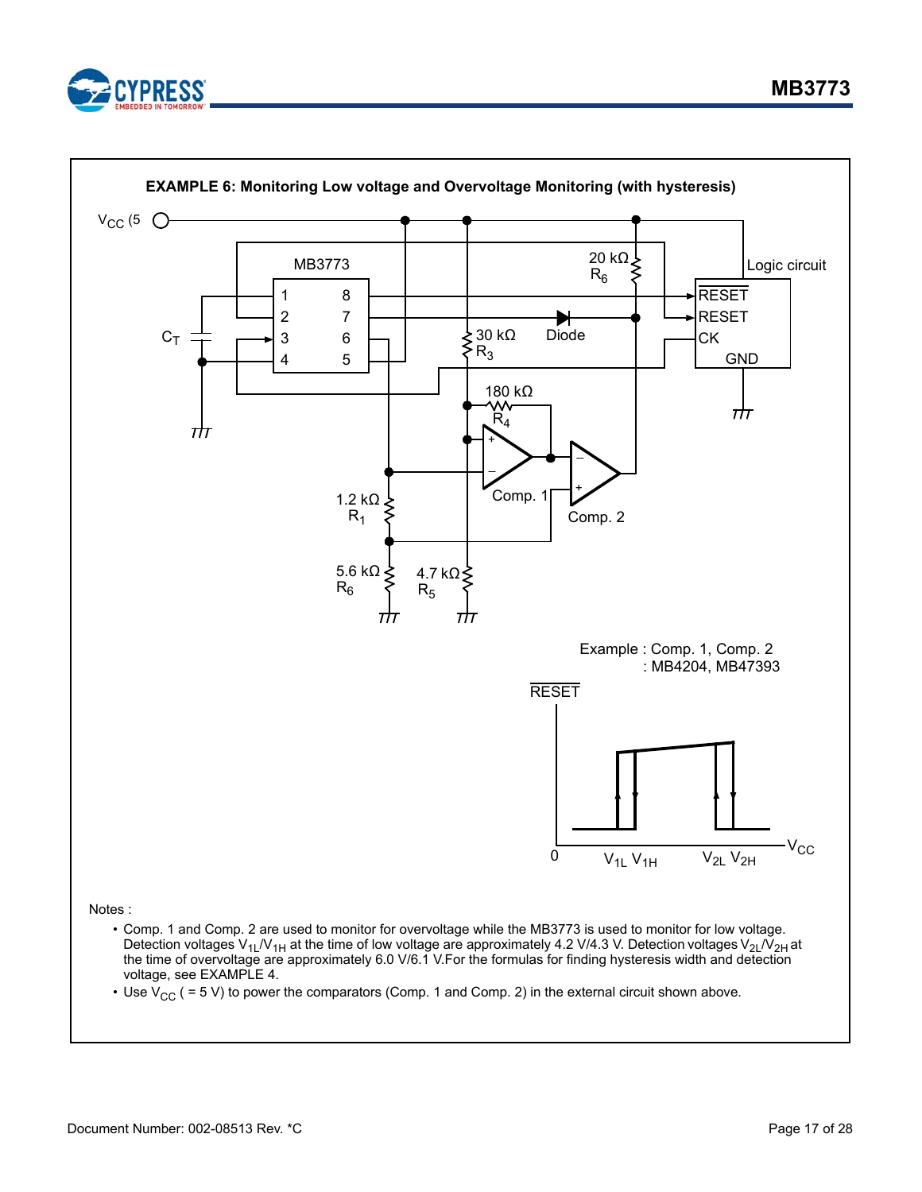**EXAMPLE 6: Monitoring Low voltage and Overvoltage Monitoring (with hysteresis)**

$V_{CC}$ (5

MB3773

1 2 3 4 8 7 6 5

$C_T$

20 kΩ $R_6$

Logic circuit

RESET

RESET

CK

GND

30 kΩ $R_3$

Diode

180 kΩ $R_4$

Comp. 1

Comp. 2

1.2 kΩ $R_1$

5.6 kΩ $R_6$

4.7 kΩ $R_5$

Example : Comp. 1, Comp. 2
: MB4204, MB47393

RESET

0 $V_{1L}$ $V_{1H}$ $V_{2L}$ $V_{2H}$ $V_{CC}$

Notes :

- Comp. 1 and Comp. 2 are used to monitor for overvoltage while the MB3773 is used to monitor for low voltage. Detection voltages $V_{1L}/V_{1H}$ at the time of low voltage are approximately 4.2 V/4.3 V. Detection voltages $V_{2L}/V_{2H}$ at the time of overvoltage are approximately 6.0 V/6.1 V.For the formulas for finding hysteresis width and detection voltage, see EXAMPLE 4.
- Use $V_{CC}$ ( = 5 V) to power the comparators (Comp. 1 and Comp. 2) in the external circuit shown above.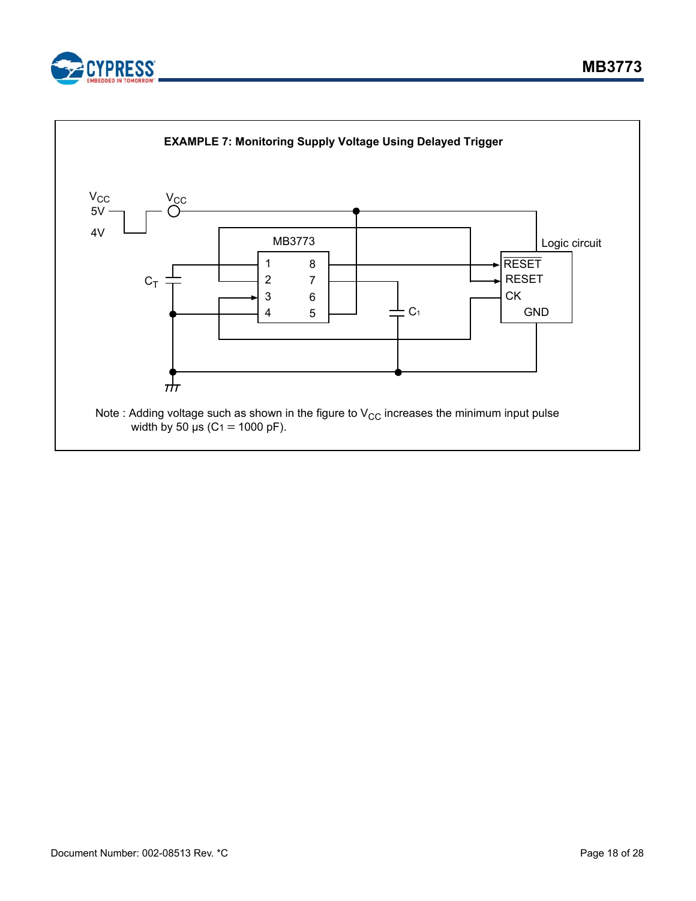**EXAMPLE 7: Monitoring Supply Voltage Using Delayed Trigger**

Note : Adding voltage such as shown in the figure to $V_{CC}$ increases the minimum input pulse width by 50 µs ($C_1$ = 1000 pF).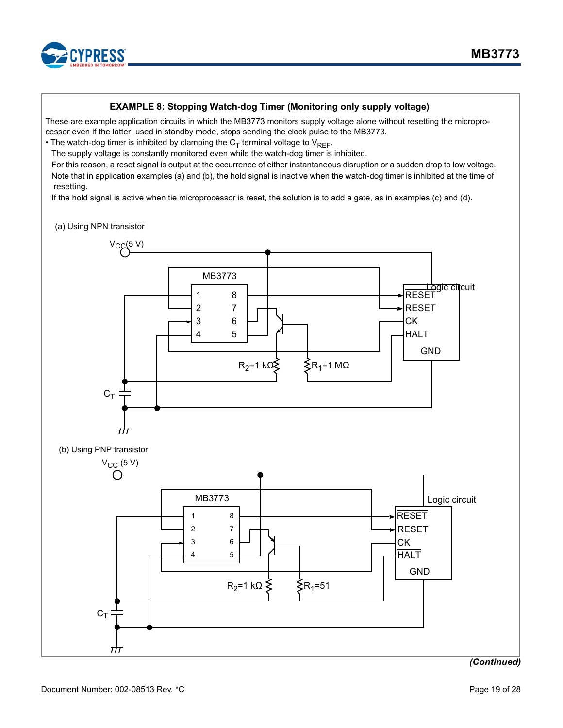### EXAMPLE 8: Stopping Watch-dog Timer (Monitoring only supply voltage)

These are example application circuits in which the MB3773 monitors supply voltage alone without resetting the microprocessor even if the latter, used in standby mode, stops sending the clock pulse to the MB3773.

- The watch-dog timer is inhibited by clamping the $C_T$ terminal voltage to $V_{REF}$.

  The supply voltage is constantly monitored even while the watch-dog timer is inhibited.

  For this reason, a reset signal is output at the occurrence of either instantaneous disruption or a sudden drop to low voltage.

  Note that in application examples (a) and (b), the hold signal is inactive when the watch-dog timer is inhibited at the time of resetting.

  If the hold signal is active when tie microprocessor is reset, the solution is to add a gate, as in examples (c) and (d).

(a) Using NPN transistor

$V_{CC}$(5 V)

MB3773

1 8
2 7
3 6
4 5

Logic circuit

RESET
RESET
CK
HALT
GND

$R_2$=1 kΩ

$R_1$=1 MΩ

$C_T$

(b) Using PNP transistor

$V_{CC}$ (5 V)

MB3773

1 8
2 7
3 6
4 5

Logic circuit

RESET
RESET
CK
HALT
GND

$R_2$=1 kΩ

$R_1$=51

$C_T$

*(Continued)*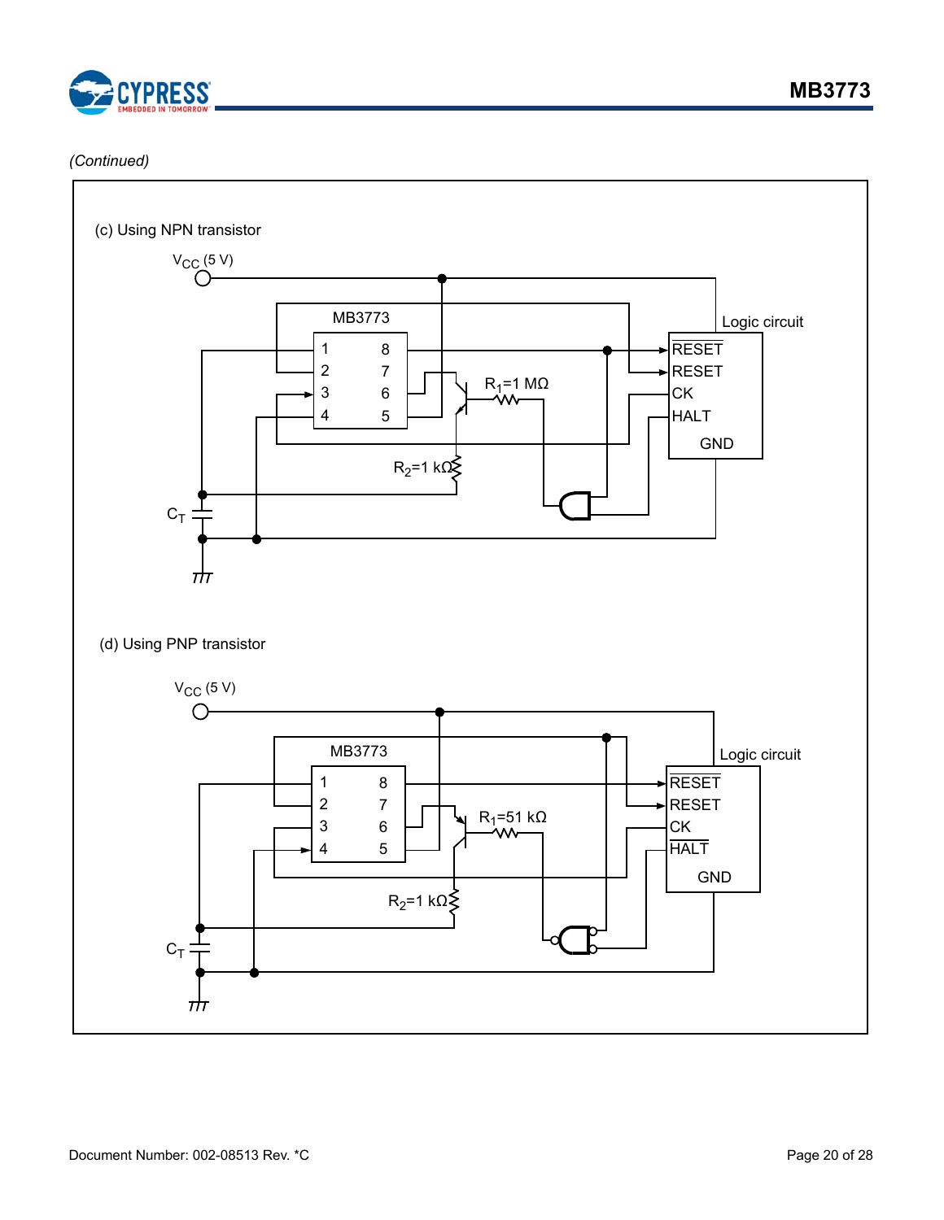*(Continued)*

(c) Using NPN transistor

$V_{CC}$ (5 V)

MB3773

Logic circuit

1 8
2 7
3 6
4 5

RESET (overlined)
RESET
CK
HALT
GND

$R_1$=1 MΩ

$R_2$=1 kΩ

$C_T$

(d) Using PNP transistor

$V_{CC}$ (5 V)

MB3773

Logic circuit

1 8
2 7
3 6
4 5

RESET (overlined)
RESET
CK
HALT (overlined)
GND

$R_1$=51 kΩ

$R_2$=1 kΩ

$C_T$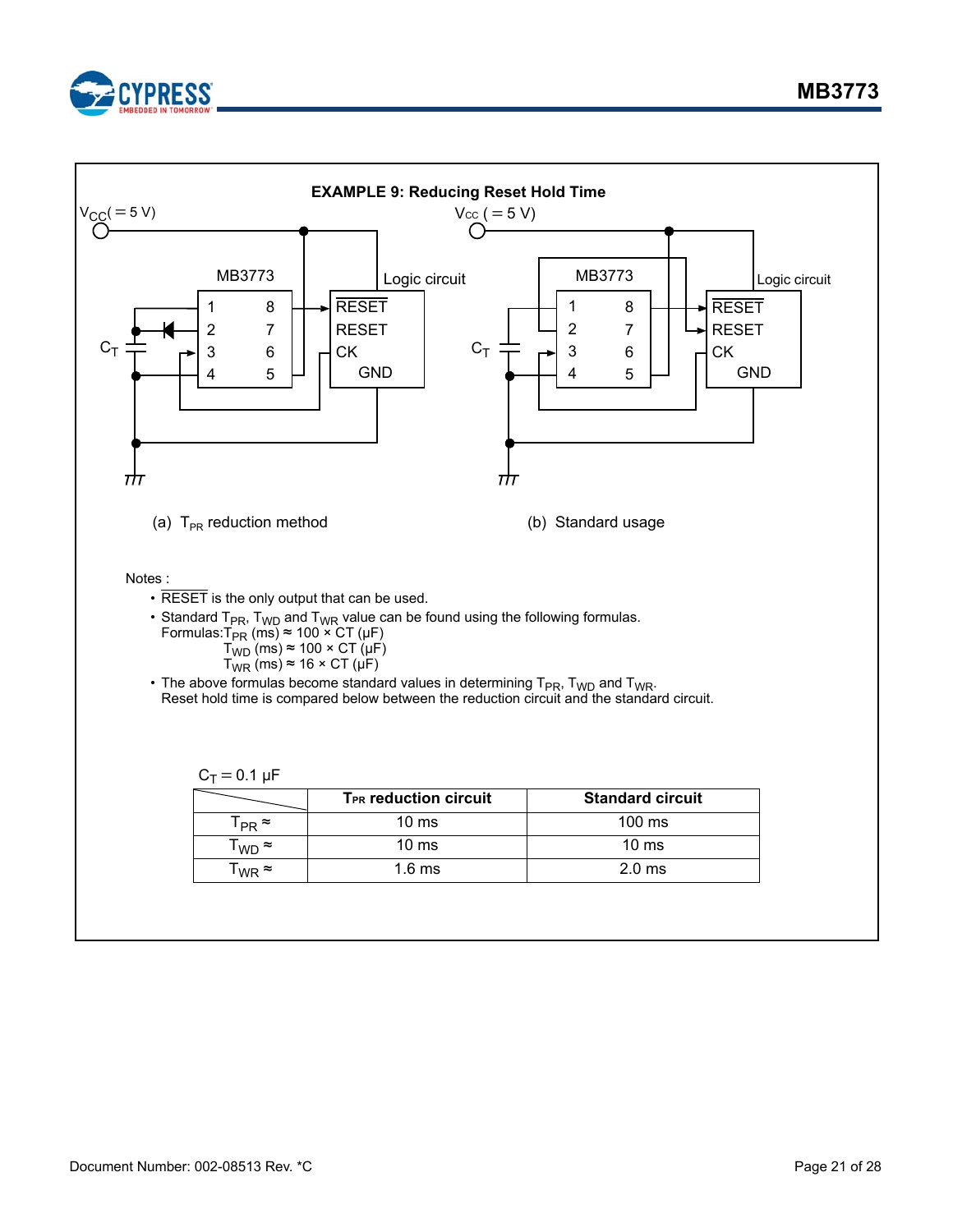**EXAMPLE 9: Reducing Reset Hold Time**

$V_{CC}$ (= 5 V)

MB3773

Logic circuit

$\overline{RESET}$

RESET

CK

GND

$C_T$

(a) $T_{PR}$ reduction method

(b) Standard usage

Notes :

- $\overline{RESET}$ is the only output that can be used.
- Standard $T_{PR}$, $T_{WD}$ and $T_{WR}$ value can be found using the following formulas.
  Formulas: $T_{PR}$ (ms) ≈ 100 × CT (μF)
  $T_{WD}$ (ms) ≈ 100 × CT (μF)
  $T_{WR}$ (ms) ≈ 16 × CT (μF)
- The above formulas become standard values in determining $T_{PR}$, $T_{WD}$ and $T_{WR}$.
  Reset hold time is compared below between the reduction circuit and the standard circuit.

$C_T$ = 0.1 μF

| | $T_{PR}$ reduction circuit | Standard circuit |
|---|---|---|
| $T_{PR}$ ≈ | 10 ms | 100 ms |
| $T_{WD}$ ≈ | 10 ms | 10 ms |
| $T_{WR}$ ≈ | 1.6 ms | 2.0 ms |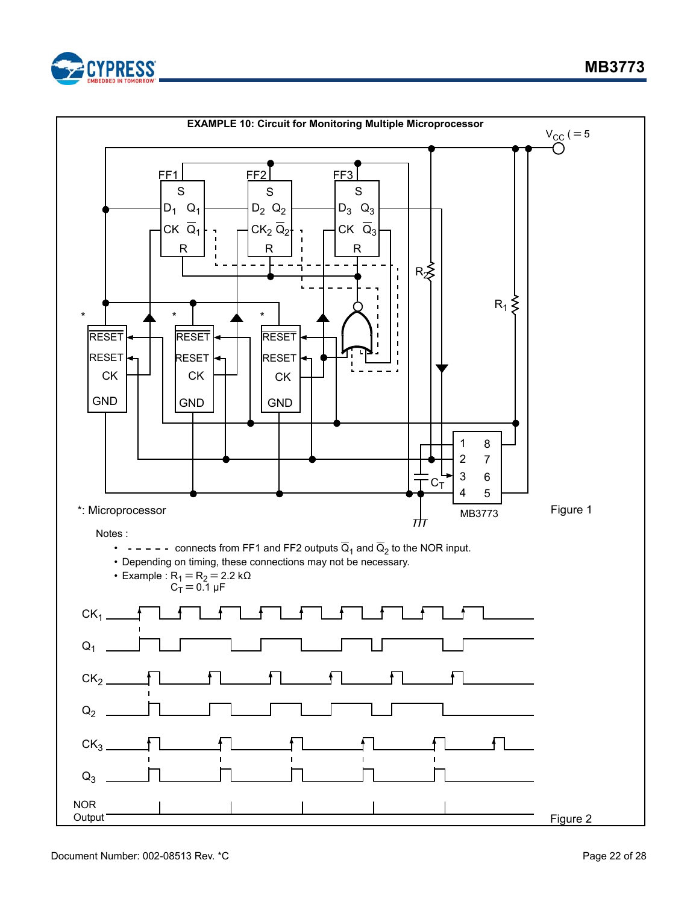**EXAMPLE 10: Circuit for Monitoring Multiple Microprocessor**

*: Microprocessor

Figure 1

Notes :

- - - - - - connects from FF1 and FF2 outputs $\overline{Q}_1$ and $\overline{Q}_2$ to the NOR input.
- Depending on timing, these connections may not be necessary.
- Example : $R_1 = R_2 = 2.2\ k\Omega$
  $C_T = 0.1\ \mu F$

Figure 2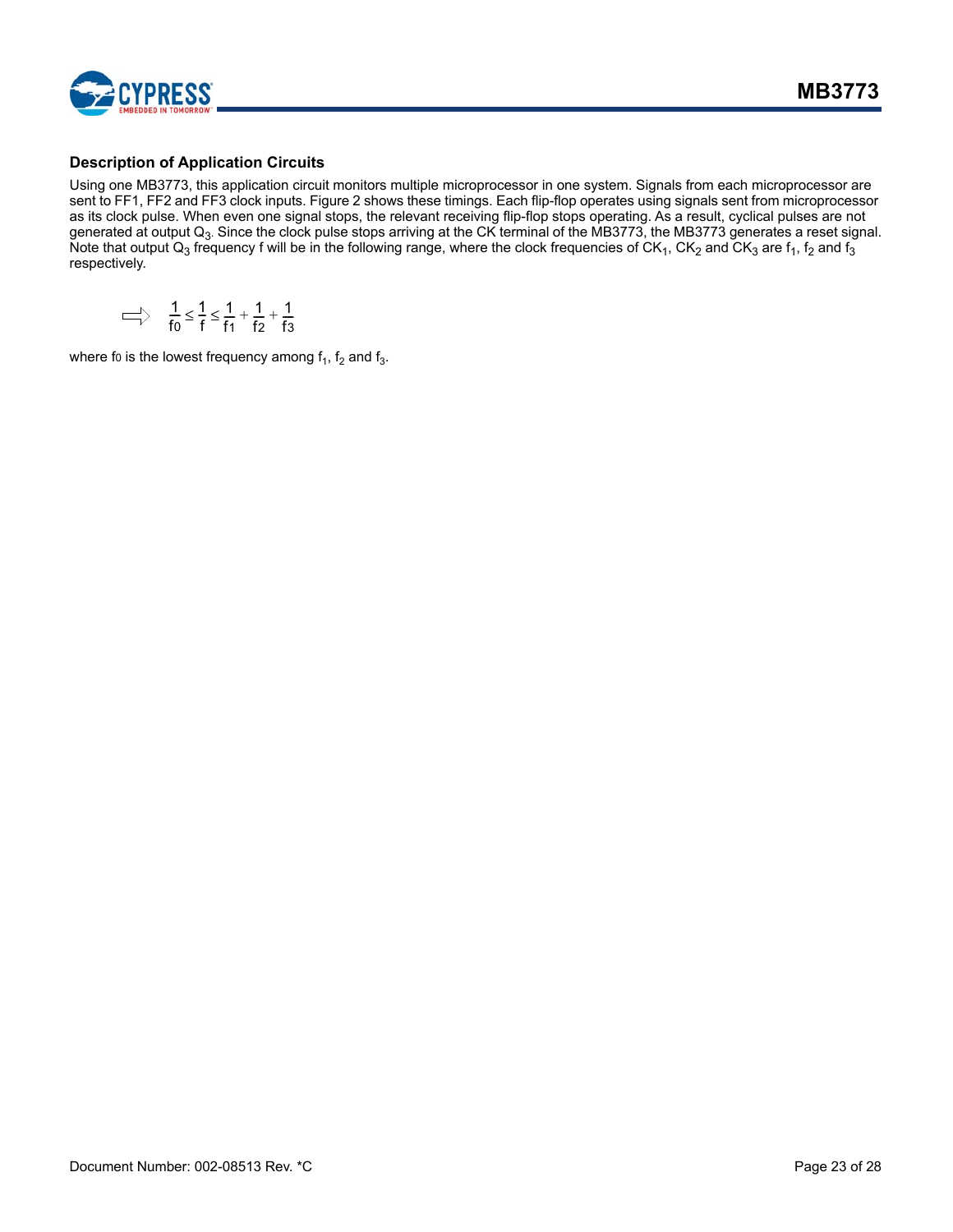### Description of Application Circuits

Using one MB3773, this application circuit monitors multiple microprocessor in one system. Signals from each microprocessor are sent to FF1, FF2 and FF3 clock inputs. Figure 2 shows these timings. Each flip-flop operates using signals sent from microprocessor as its clock pulse. When even one signal stops, the relevant receiving flip-flop stops operating. As a result, cyclical pulses are not generated at output $Q_3$. Since the clock pulse stops arriving at the CK terminal of the MB3773, the MB3773 generates a reset signal. Note that output $Q_3$ frequency f will be in the following range, where the clock frequencies of $CK_1$, $CK_2$ and $CK_3$ are $f_1$, $f_2$ and $f_3$ respectively.

$$\Rightarrow \quad \frac{1}{f_0} \leq \frac{1}{f} \leq \frac{1}{f_1} + \frac{1}{f_2} + \frac{1}{f_3}$$

where $f_0$ is the lowest frequency among $f_1$, $f_2$ and $f_3$.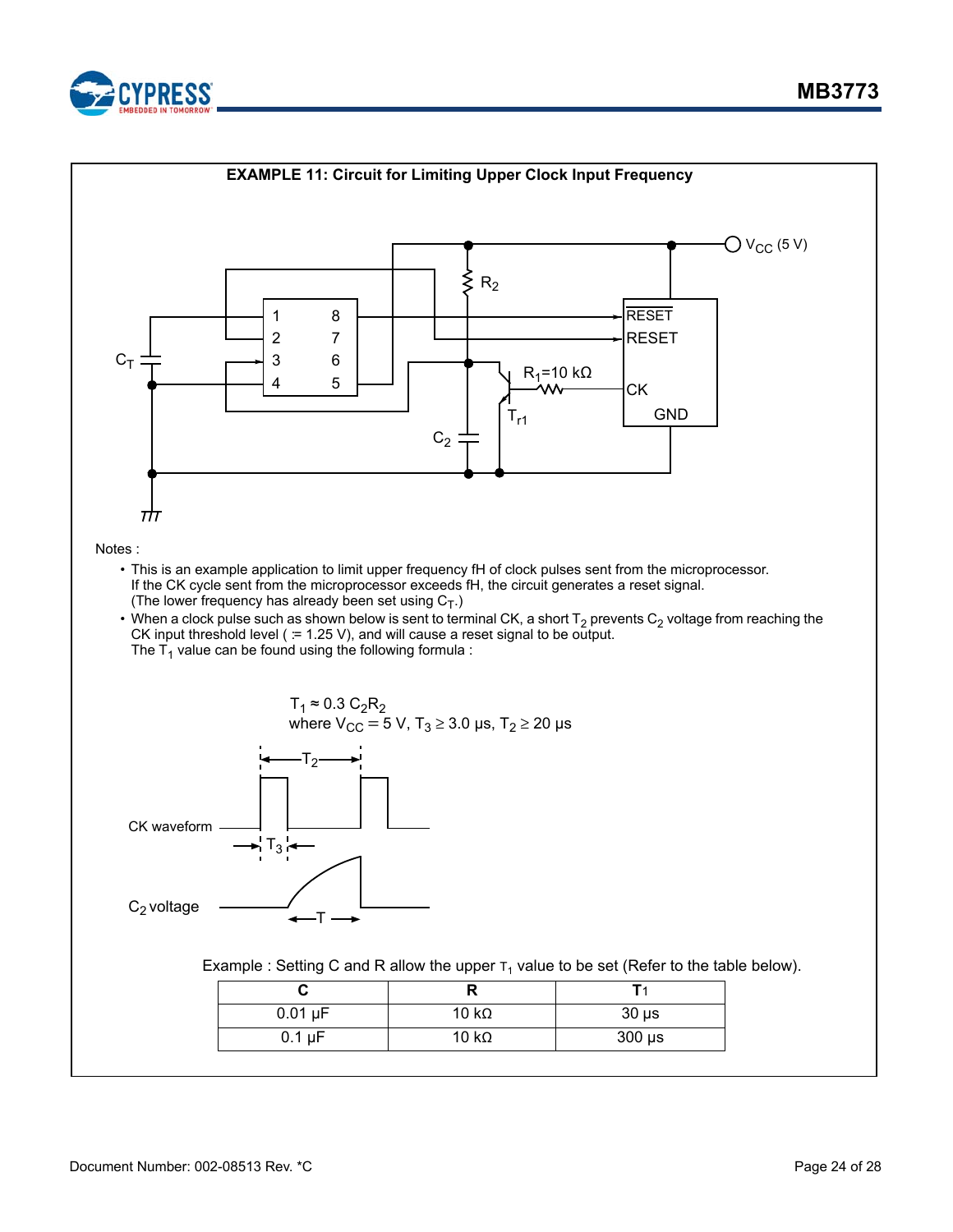**EXAMPLE 11: Circuit for Limiting Upper Clock Input Frequency**

Notes :

- This is an example application to limit upper frequency fH of clock pulses sent from the microprocessor. If the CK cycle sent from the microprocessor exceeds fH, the circuit generates a reset signal. (The lower frequency has already been set using $C_T$.)
- When a clock pulse such as shown below is sent to terminal CK, a short $T_2$ prevents $C_2$ voltage from reaching the CK input threshold level ( ≒ 1.25 V), and will cause a reset signal to be output. The $T_1$ value can be found using the following formula :

$$T_1 \approx 0.3\ C_2R_2$$

where $V_{CC} = 5$ V, $T_3 \geq 3.0$ µs, $T_2 \geq 20$ µs

Example : Setting C and R allow the upper $T_1$ value to be set (Refer to the table below).

| C | R | T1 |
|---|---|---|
| 0.01 µF | 10 kΩ | 30 µs |
| 0.1 µF | 10 kΩ | 300 µs |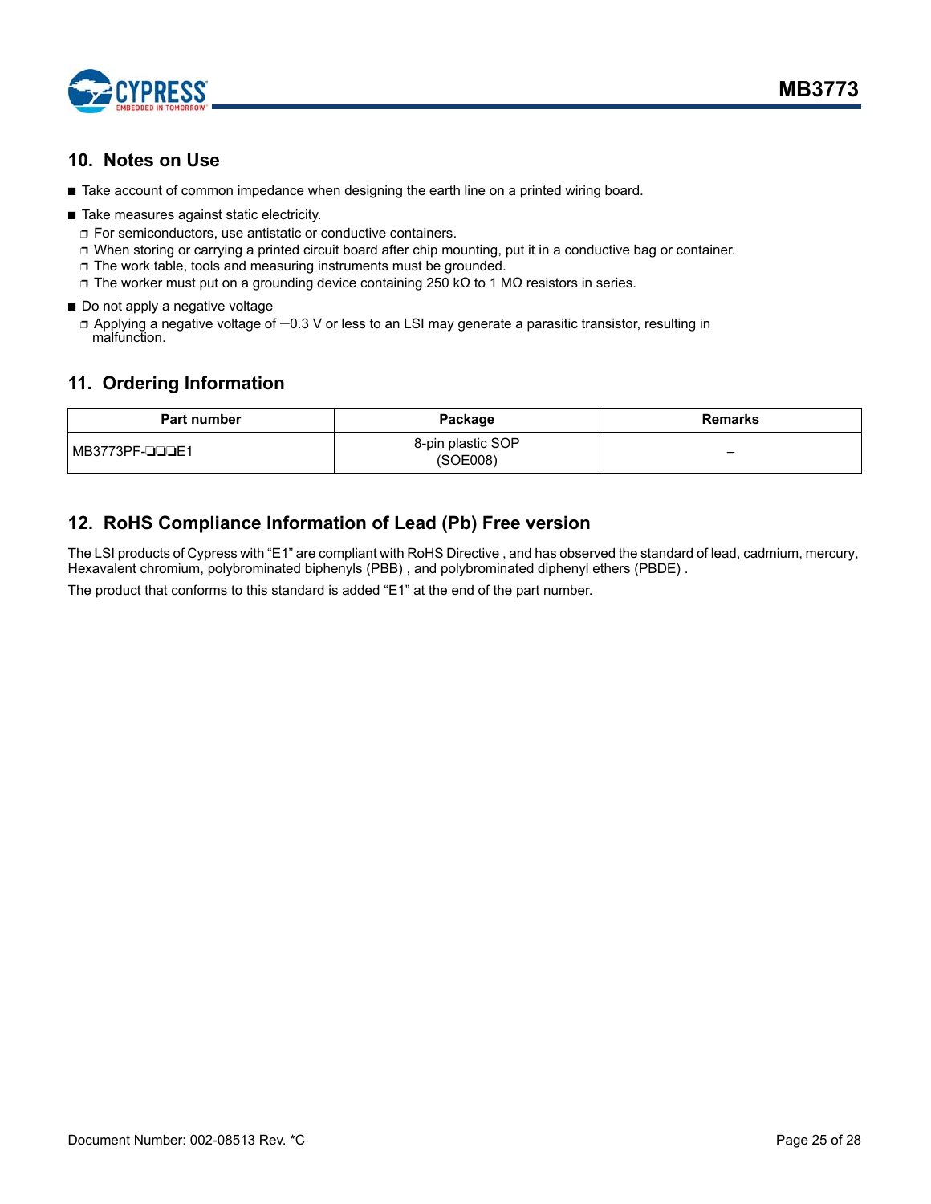## 10. Notes on Use

- Take account of common impedance when designing the earth line on a printed wiring board.
- Take measures against static electricity.
  - For semiconductors, use antistatic or conductive containers.
  - When storing or carrying a printed circuit board after chip mounting, put it in a conductive bag or container.
  - The work table, tools and measuring instruments must be grounded.
  - The worker must put on a grounding device containing 250 kΩ to 1 MΩ resistors in series.
- Do not apply a negative voltage
  - Applying a negative voltage of −0.3 V or less to an LSI may generate a parasitic transistor, resulting in malfunction.

## 11. Ordering Information

| Part number | Package | Remarks |
|---|---|---|
| MB3773PF-❑❑❑E1 | 8-pin plastic SOP (SOE008) | – |

## 12. RoHS Compliance Information of Lead (Pb) Free version

The LSI products of Cypress with "E1" are compliant with RoHS Directive , and has observed the standard of lead, cadmium, mercury, Hexavalent chromium, polybrominated biphenyls (PBB) , and polybrominated diphenyl ethers (PBDE) .

The product that conforms to this standard is added "E1" at the end of the part number.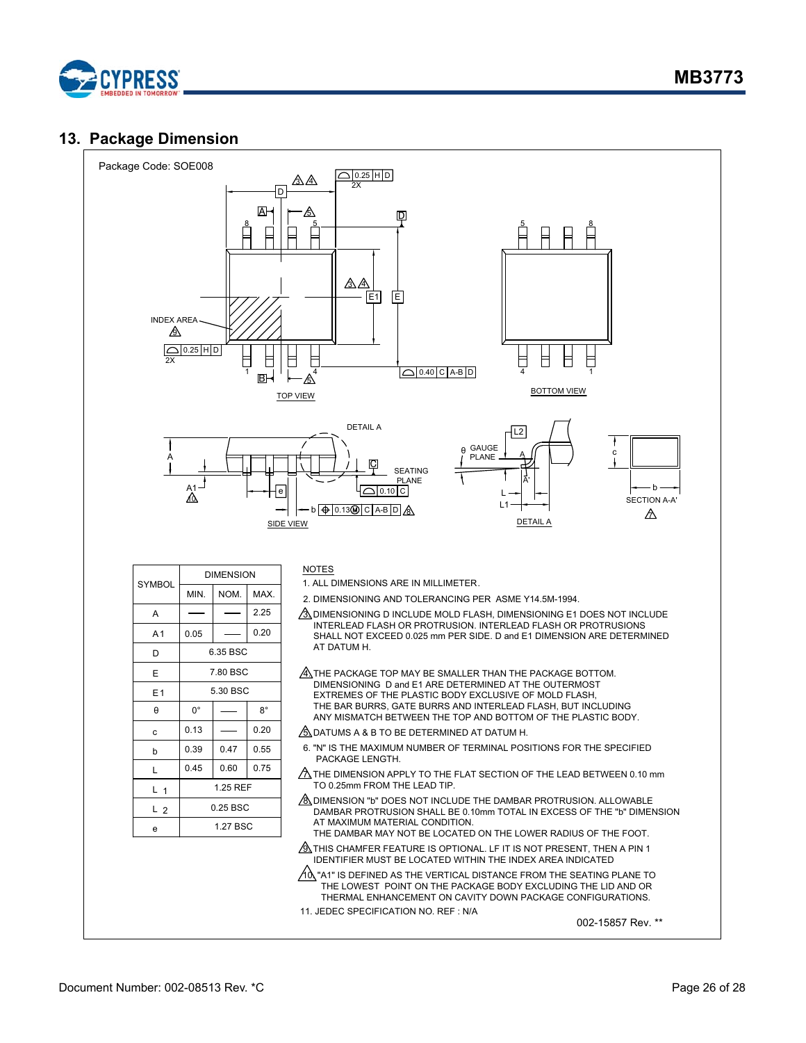## 13. Package Dimension

Package Code: SOE008

| SYMBOL | DIMENSION | | |
|---|---|---|---|
| | MIN. | NOM. | MAX. |
| A | — | — | 2.25 |
| A1 | 0.05 | — | 0.20 |
| D | 6.35 BSC | | |
| E | 7.80 BSC | | |
| E1 | 5.30 BSC | | |
| θ | 0° | — | 8° |
| c | 0.13 | — | 0.20 |
| b | 0.39 | 0.47 | 0.55 |
| L | 0.45 | 0.60 | 0.75 |
| L 1 | 1.25 REF | | |
| L 2 | 0.25 BSC | | |
| e | 1.27 BSC | | |

NOTES

1. ALL DIMENSIONS ARE IN MILLIMETER.
2. DIMENSIONING AND TOLERANCING PER ASME Y14.5M-1994.
3. DIMENSIONING D INCLUDE MOLD FLASH, DIMENSIONING E1 DOES NOT INCLUDE INTERLEAD FLASH OR PROTRUSION. INTERLEAD FLASH OR PROTRUSIONS SHALL NOT EXCEED 0.025 mm PER SIDE. D and E1 DIMENSION ARE DETERMINED AT DATUM H.
4. THE PACKAGE TOP MAY BE SMALLER THAN THE PACKAGE BOTTOM. DIMENSIONING D and E1 ARE DETERMINED AT THE OUTERMOST EXTREMES OF THE PLASTIC BODY EXCLUSIVE OF MOLD FLASH, THE BAR BURRS, GATE BURRS AND INTERLEAD FLASH, BUT INCLUDING ANY MISMATCH BETWEEN THE TOP AND BOTTOM OF THE PLASTIC BODY.
5. DATUMS A & B TO BE DETERMINED AT DATUM H.
6. "N" IS THE MAXIMUM NUMBER OF TERMINAL POSITIONS FOR THE SPECIFIED PACKAGE LENGTH.
7. THE DIMENSION APPLY TO THE FLAT SECTION OF THE LEAD BETWEEN 0.10 mm TO 0.25mm FROM THE LEAD TIP.
8. DIMENSION "b" DOES NOT INCLUDE THE DAMBAR PROTRUSION. ALLOWABLE DAMBAR PROTRUSION SHALL BE 0.10mm TOTAL IN EXCESS OF THE "b" DIMENSION AT MAXIMUM MATERIAL CONDITION. THE DAMBAR MAY NOT BE LOCATED ON THE LOWER RADIUS OF THE FOOT.
9. THIS CHAMFER FEATURE IS OPTIONAL. LF IT IS NOT PRESENT, THEN A PIN 1 IDENTIFIER MUST BE LOCATED WITHIN THE INDEX AREA INDICATED
10. "A1" IS DEFINED AS THE VERTICAL DISTANCE FROM THE SEATING PLANE TO THE LOWEST POINT ON THE PACKAGE BODY EXCLUDING THE LID AND OR THERMAL ENHANCEMENT ON CAVITY DOWN PACKAGE CONFIGURATIONS.
11. JEDEC SPECIFICATION NO. REF : N/A

002-15857 Rev. **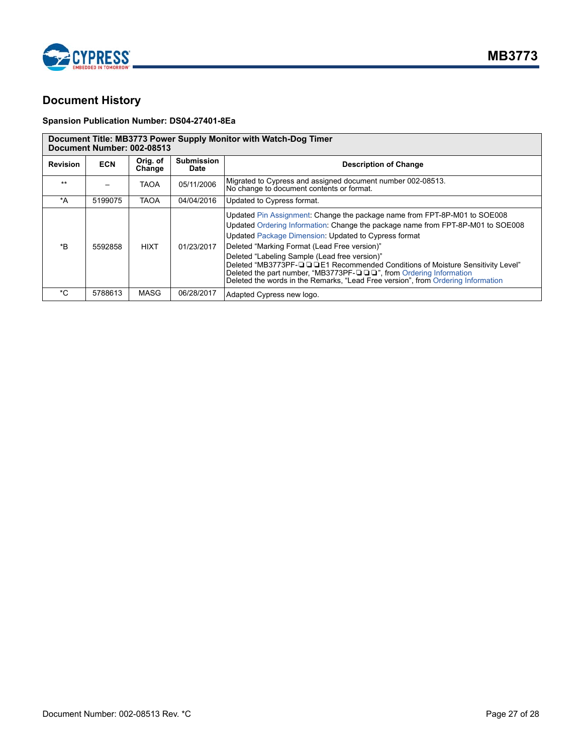## Document History

**Spansion Publication Number: DS04-27401-8Ea**

| **Document Title: MB3773 Power Supply Monitor with Watch-Dog Timer**<br>**Document Number: 002-08513** | | | | |
|---|---|---|---|---|
| **Revision** | **ECN** | **Orig. of Change** | **Submission Date** | **Description of Change** |
| ** | – | TAOA | 05/11/2006 | Migrated to Cypress and assigned document number 002-08513.<br>No change to document contents or format. |
| *A | 5199075 | TAOA | 04/04/2016 | Updated to Cypress format. |
| *B | 5592858 | HIXT | 01/23/2017 | Updated Pin Assignment: Change the package name from FPT-8P-M01 to SOE008<br>Updated Ordering Information: Change the package name from FPT-8P-M01 to SOE008<br>Updated Package Dimension: Updated to Cypress format<br>Deleted “Marking Format (Lead Free version)”<br>Deleted “Labeling Sample (Lead free version)”<br>Deleted “MB3773PF-❑❑❑E1 Recommended Conditions of Moisture Sensitivity Level”<br>Deleted the part number, “MB3773PF-❑❑❑”, from Ordering Information<br>Deleted the words in the Remarks, “Lead Free version”, from Ordering Information |
| *C | 5788613 | MASG | 06/28/2017 | Adapted Cypress new logo. |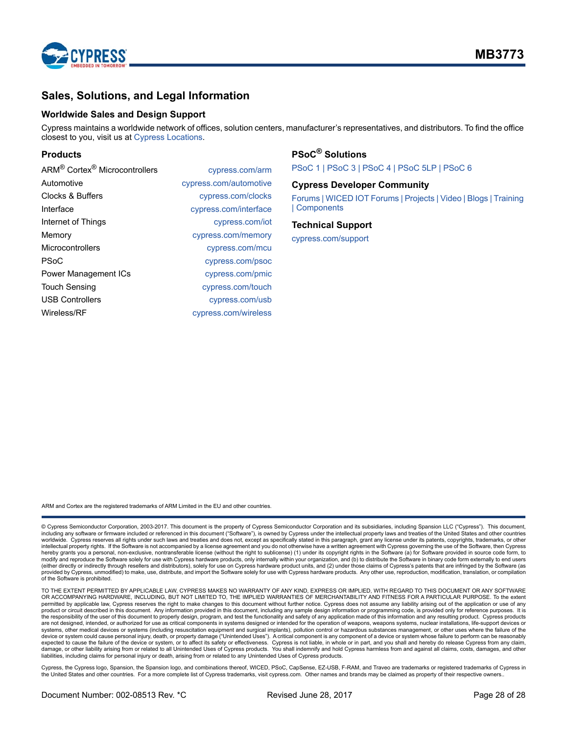## Sales, Solutions, and Legal Information

### Worldwide Sales and Design Support

Cypress maintains a worldwide network of offices, solution centers, manufacturer's representatives, and distributors. To find the office closest to you, visit us at Cypress Locations.

### Products

| | |
|---|---|
| ARM® Cortex® Microcontrollers | cypress.com/arm |
| Automotive | cypress.com/automotive |
| Clocks & Buffers | cypress.com/clocks |
| Interface | cypress.com/interface |
| Internet of Things | cypress.com/iot |
| Memory | cypress.com/memory |
| Microcontrollers | cypress.com/mcu |
| PSoC | cypress.com/psoc |
| Power Management ICs | cypress.com/pmic |
| Touch Sensing | cypress.com/touch |
| USB Controllers | cypress.com/usb |
| Wireless/RF | cypress.com/wireless |

### PSoC® Solutions

PSoC 1 | PSoC 3 | PSoC 4 | PSoC 5LP | PSoC 6

### Cypress Developer Community

Forums | WICED IOT Forums | Projects | Video | Blogs | Training | Components

### Technical Support

cypress.com/support

ARM and Cortex are the registered trademarks of ARM Limited in the EU and other countries.

© Cypress Semiconductor Corporation, 2003-2017. This document is the property of Cypress Semiconductor Corporation and its subsidiaries, including Spansion LLC ("Cypress"). This document, including any software or firmware included or referenced in this document ("Software"), is owned by Cypress under the intellectual property laws and treaties of the United States and other countries worldwide. Cypress reserves all rights under such laws and treaties and does not, except as specifically stated in this paragraph, grant any license under its patents, copyrights, trademarks, or other intellectual property rights. If the Software is not accompanied by a license agreement and you do not otherwise have a written agreement with Cypress governing the use of the Software, then Cypress hereby grants you a personal, non-exclusive, nontransferable license (without the right to sublicense) (1) under its copyright rights in the Software (a) for Software provided in source code form, to modify and reproduce the Software solely for use with Cypress hardware products, only internally within your organization, and (b) to distribute the Software in binary code form externally to end users (either directly or indirectly through resellers and distributors), solely for use on Cypress hardware product units, and (2) under those claims of Cypress's patents that are infringed by the Software (as provided by Cypress, unmodified) to make, use, distribute, and import the Software solely for use with Cypress hardware products. Any other use, reproduction, modification, translation, or compilation of the Software is prohibited.

TO THE EXTENT PERMITTED BY APPLICABLE LAW, CYPRESS MAKES NO WARRANTY OF ANY KIND, EXPRESS OR IMPLIED, WITH REGARD TO THIS DOCUMENT OR ANY SOFTWARE OR ACCOMPANYING HARDWARE, INCLUDING, BUT NOT LIMITED TO, THE IMPLIED WARRANTIES OF MERCHANTABILITY AND FITNESS FOR A PARTICULAR PURPOSE. To the extent permitted by applicable law, Cypress reserves the right to make changes to this document without further notice. Cypress does not assume any liability arising out of the application or use of any product or circuit described in this document. Any information provided in this document, including any sample design information or programming code, is provided only for reference purposes. It is the responsibility of the user of this document to properly design, program, and test the functionality and safety of any application made of this information and any resulting product. Cypress products are not designed, intended, or authorized for use as critical components in systems designed or intended for the operation of weapons, weapons systems, nuclear installations, life-support devices or systems, other medical devices or systems (including resuscitation equipment and surgical implants), pollution control or hazardous substances management, or other uses where the failure of the device or system could cause personal injury, death, or property damage ("Unintended Uses"). A critical component is any component of a device or system whose failure to perform can be reasonably expected to cause the failure of the device or system, or to affect its safety or effectiveness. Cypress is not liable, in whole or in part, and you shall and hereby do release Cypress from any claim, damage, or other liability arising from or related to all Unintended Uses of Cypress products. You shall indemnify and hold Cypress harmless from and against all claims, costs, damages, and other liabilities, including claims for personal injury or death, arising from or related to any Unintended Uses of Cypress products.

Cypress, the Cypress logo, Spansion, the Spansion logo, and combinations thereof, WICED, PSoC, CapSense, EZ-USB, F-RAM, and Traveo are trademarks or registered trademarks of Cypress in the United States and other countries. For a more complete list of Cypress trademarks, visit cypress.com. Other names and brands may be claimed as property of their respective owners..

Document Number: 002-08513 Rev. *C Revised June 28, 2017